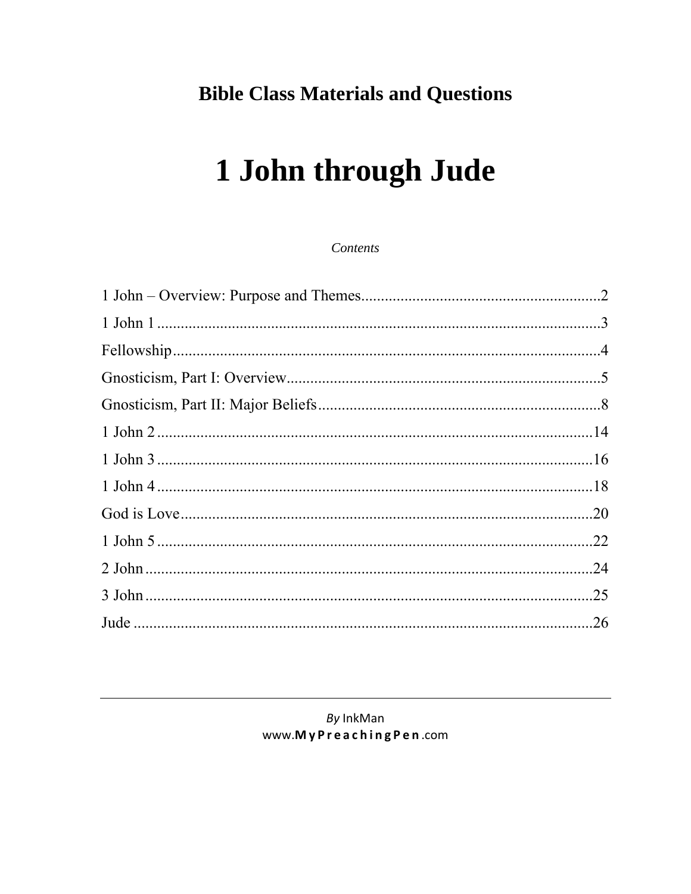## Bible Class Materials and Questions

# 1 John through Jude

*Contents*

1 John – Overview: Purpose and Themes.............................................................2

1 John 1 ................................................................................................................3

Fellowship............................................................................................................4

Gnosticism, Part I: Overview................................................................................5

Gnosticism, Part II: Major Beliefs........................................................................8

1 John 2 ................................................................................................................14

1 John 3 ................................................................................................................16

1 John 4 ................................................................................................................18

God is Love..........................................................................................................20

1 John 5 ................................................................................................................22

2 John ...................................................................................................................24

3 John ...................................................................................................................25

Jude ......................................................................................................................26

---

*By* InkMan
www.**MyPreachingPen**.com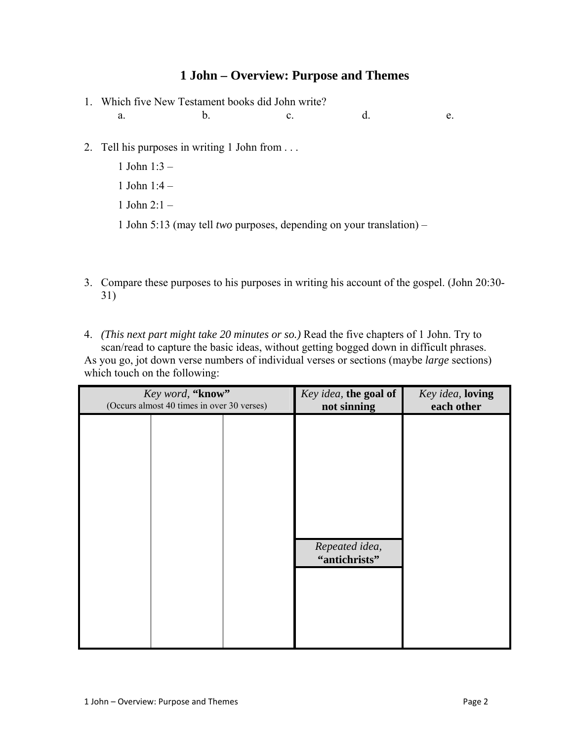# 1 John – Overview: Purpose and Themes

1. Which five New Testament books did John write?
   a. b. c. d. e.

2. Tell his purposes in writing 1 John from . . .

   1 John 1:3 –

   1 John 1:4 –

   1 John 2:1 –

   1 John 5:13 (may tell *two* purposes, depending on your translation) –

3. Compare these purposes to his purposes in writing his account of the gospel. (John 20:30-31)

4. *(This next part might take 20 minutes or so.)* Read the five chapters of 1 John. Try to scan/read to capture the basic ideas, without getting bogged down in difficult phrases.

As you go, jot down verse numbers of individual verses or sections (maybe *large* sections) which touch on the following:

| *Key word,* **"know"** (Occurs almost 40 times in over 30 verses) | | | *Key idea,* **the goal of not sinning** | *Key idea,* **loving each other** |
|---|---|---|---|---|
| | | | | |
| | | | *Repeated idea,* **"antichrists"** | |
| | | | | |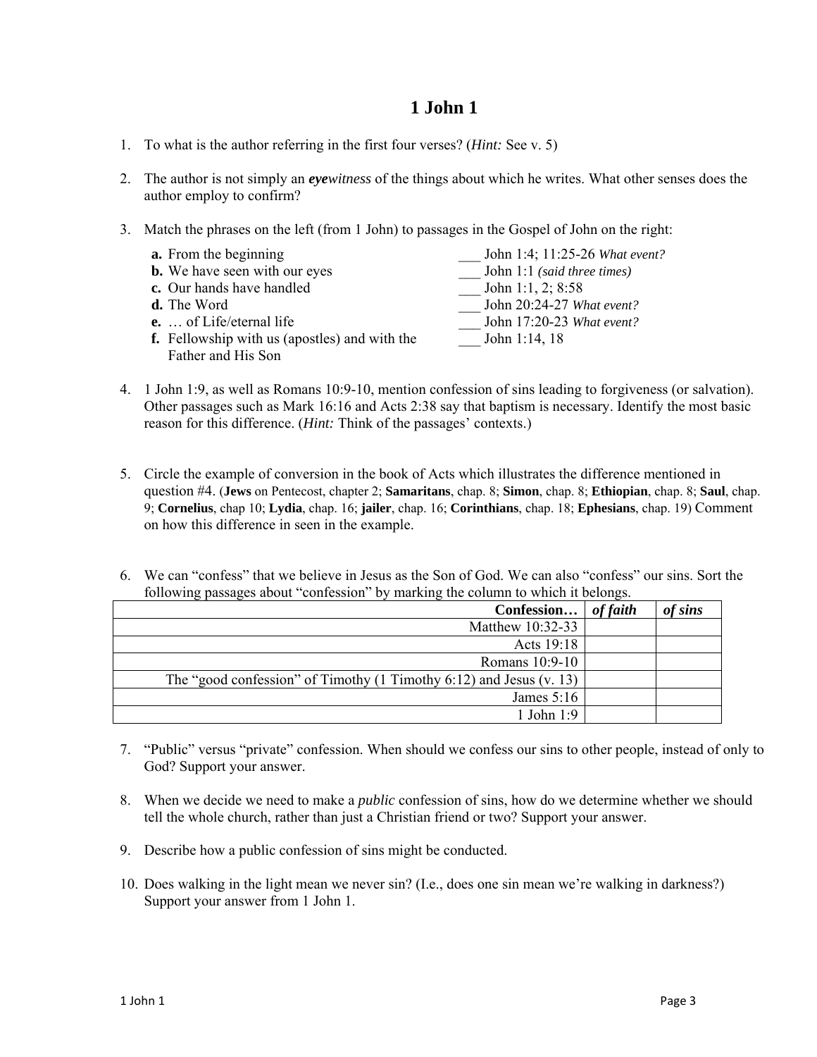# 1 John 1

1. To what is the author referring in the first four verses? (*Hint:* See v. 5)

2. The author is not simply an ***eye**witness* of the things about which he writes. What other senses does the author employ to confirm?

3. Match the phrases on the left (from 1 John) to passages in the Gospel of John on the right:

| | |
|---|---|
| **a.** From the beginning | ___ John 1:4; 11:25-26 *What event?* |
| **b.** We have seen with our eyes | ___ John 1:1 *(said three times)* |
| **c.** Our hands have handled | ___ John 1:1, 2; 8:58 |
| **d.** The Word | ___ John 20:24-27 *What event?* |
| **e.** … of Life/eternal life | ___ John 17:20-23 *What event?* |
| **f.** Fellowship with us (apostles) and with the Father and His Son | ___ John 1:14, 18 |

4. 1 John 1:9, as well as Romans 10:9-10, mention confession of sins leading to forgiveness (or salvation). Other passages such as Mark 16:16 and Acts 2:38 say that baptism is necessary. Identify the most basic reason for this difference. (*Hint:* Think of the passages' contexts.)

5. Circle the example of conversion in the book of Acts which illustrates the difference mentioned in question #4. (**Jews** on Pentecost, chapter 2; **Samaritans**, chap. 8; **Simon**, chap. 8; **Ethiopian**, chap. 8; **Saul**, chap. 9; **Cornelius**, chap 10; **Lydia**, chap. 16; **jailer**, chap. 16; **Corinthians**, chap. 18; **Ephesians**, chap. 19) Comment on how this difference in seen in the example.

6. We can "confess" that we believe in Jesus as the Son of God. We can also "confess" our sins. Sort the following passages about "confession" by marking the column to which it belongs.

| **Confession…** | ***of faith*** | ***of sins*** |
|---:|---|---|
| Matthew 10:32-33 | | |
| Acts 19:18 | | |
| Romans 10:9-10 | | |
| The "good confession" of Timothy (1 Timothy 6:12) and Jesus (v. 13) | | |
| James 5:16 | | |
| 1 John 1:9 | | |

7. "Public" versus "private" confession. When should we confess our sins to other people, instead of only to God? Support your answer.

8. When we decide we need to make a *public* confession of sins, how do we determine whether we should tell the whole church, rather than just a Christian friend or two? Support your answer.

9. Describe how a public confession of sins might be conducted.

10. Does walking in the light mean we never sin? (I.e., does one sin mean we're walking in darkness?) Support your answer from 1 John 1.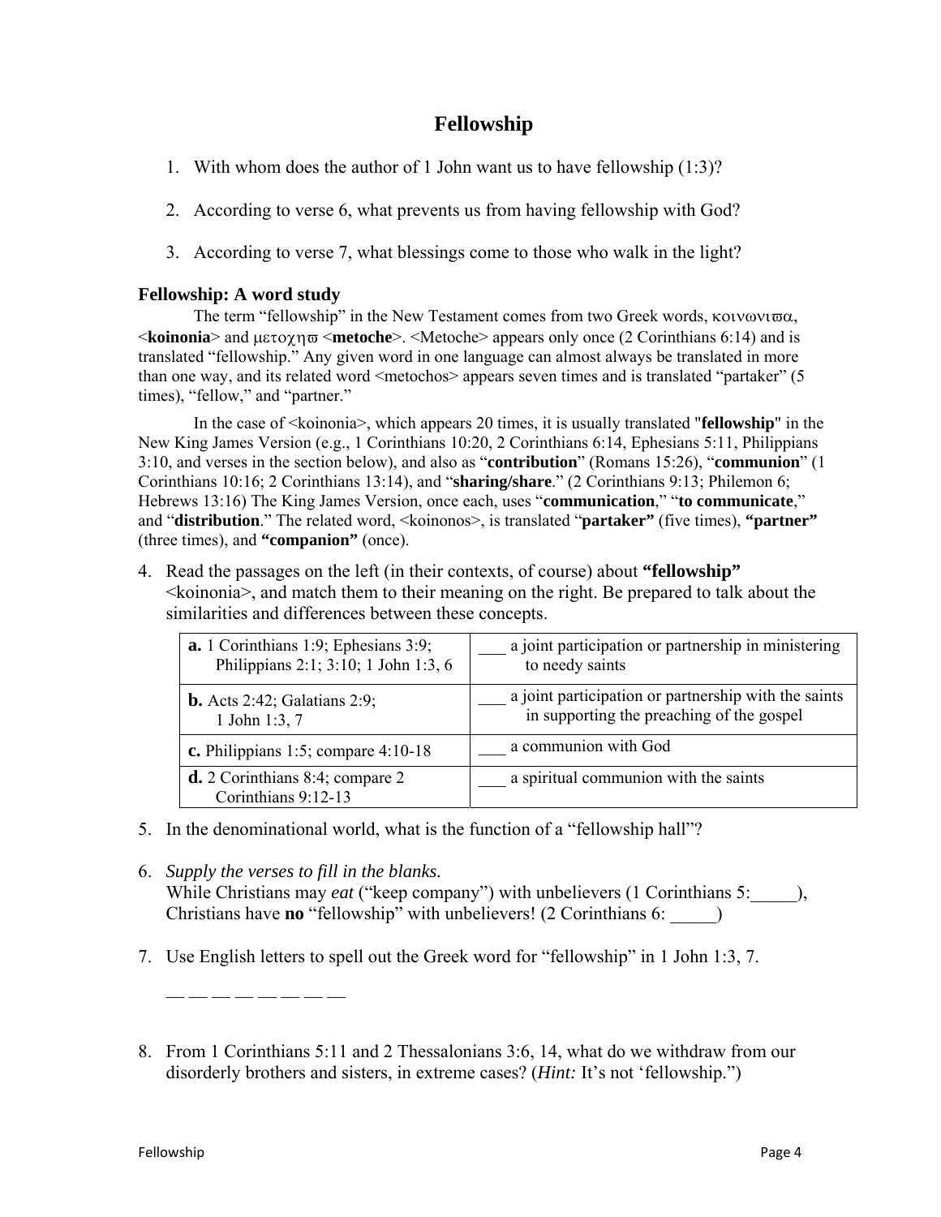# Fellowship

1. With whom does the author of 1 John want us to have fellowship (1:3)?

2. According to verse 6, what prevents us from having fellowship with God?

3. According to verse 7, what blessings come to those who walk in the light?

### Fellowship: A word study

The term "fellowship" in the New Testament comes from two Greek words, κοινωνιϖα, <**koinonia**> and μετοχηϖ <**metoche**>. <Metoche> appears only once (2 Corinthians 6:14) and is translated "fellowship." Any given word in one language can almost always be translated in more than one way, and its related word <metochos> appears seven times and is translated "partaker" (5 times), "fellow," and "partner."

In the case of <koinonia>, which appears 20 times, it is usually translated "**fellowship**" in the New King James Version (e.g., 1 Corinthians 10:20, 2 Corinthians 6:14, Ephesians 5:11, Philippians 3:10, and verses in the section below), and also as "**contribution**" (Romans 15:26), "**communion**" (1 Corinthians 10:16; 2 Corinthians 13:14), and "**sharing/share**." (2 Corinthians 9:13; Philemon 6; Hebrews 13:16) The King James Version, once each, uses "**communication**," "**to communicate**," and "**distribution**." The related word, <koinonos>, is translated "**partaker"** (five times), **"partner"** (three times), and **"companion"** (once).

4. Read the passages on the left (in their contexts, of course) about **"fellowship"** <koinonia>, and match them to their meaning on the right. Be prepared to talk about the similarities and differences between these concepts.

| | |
|---|---|
| **a.** 1 Corinthians 1:9; Ephesians 3:9; Philippians 2:1; 3:10; 1 John 1:3, 6 | ___ a joint participation or partnership in ministering to needy saints |
| **b.** Acts 2:42; Galatians 2:9; 1 John 1:3, 7 | ___ a joint participation or partnership with the saints in supporting the preaching of the gospel |
| **c.** Philippians 1:5; compare 4:10-18 | ___ a communion with God |
| **d.** 2 Corinthians 8:4; compare 2 Corinthians 9:12-13 | ___ a spiritual communion with the saints |

5. In the denominational world, what is the function of a "fellowship hall"?

6. *Supply the verses to fill in the blanks.*
   While Christians may *eat* ("keep company") with unbelievers (1 Corinthians 5:_____), Christians have **no** "fellowship" with unbelievers! (2 Corinthians 6: _____)

7. Use English letters to spell out the Greek word for "fellowship" in 1 John 1:3, 7.

   __ __ __ __ __ __ __ __

8. From 1 Corinthians 5:11 and 2 Thessalonians 3:6, 14, what do we withdraw from our disorderly brothers and sisters, in extreme cases? (*Hint:* It's not 'fellowship.")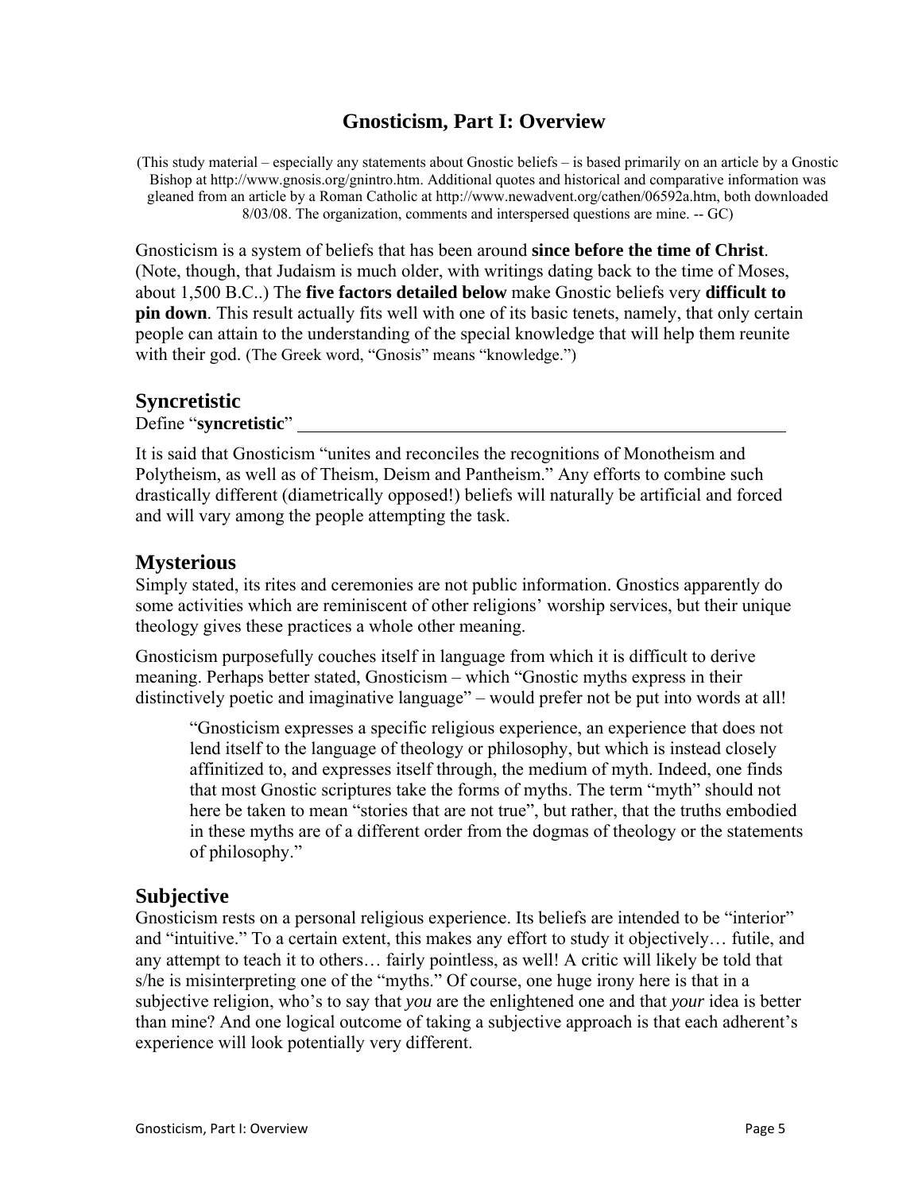# Gnosticism, Part I: Overview

(This study material – especially any statements about Gnostic beliefs – is based primarily on an article by a Gnostic Bishop at http://www.gnosis.org/gnintro.htm. Additional quotes and historical and comparative information was gleaned from an article by a Roman Catholic at http://www.newadvent.org/cathen/06592a.htm, both downloaded 8/03/08. The organization, comments and interspersed questions are mine. -- GC)

Gnosticism is a system of beliefs that has been around **since before the time of Christ**. (Note, though, that Judaism is much older, with writings dating back to the time of Moses, about 1,500 B.C..) The **five factors detailed below** make Gnostic beliefs very **difficult to pin down**. This result actually fits well with one of its basic tenets, namely, that only certain people can attain to the understanding of the special knowledge that will help them reunite with their god. (The Greek word, "Gnosis" means "knowledge.")

## Syncretistic

Define "**syncretistic**" ________________________________________________

It is said that Gnosticism "unites and reconciles the recognitions of Monotheism and Polytheism, as well as of Theism, Deism and Pantheism." Any efforts to combine such drastically different (diametrically opposed!) beliefs will naturally be artificial and forced and will vary among the people attempting the task.

## Mysterious

Simply stated, its rites and ceremonies are not public information. Gnostics apparently do some activities which are reminiscent of other religions' worship services, but their unique theology gives these practices a whole other meaning.

Gnosticism purposefully couches itself in language from which it is difficult to derive meaning. Perhaps better stated, Gnosticism – which "Gnostic myths express in their distinctively poetic and imaginative language" – would prefer not be put into words at all!

> "Gnosticism expresses a specific religious experience, an experience that does not lend itself to the language of theology or philosophy, but which is instead closely affinitized to, and expresses itself through, the medium of myth. Indeed, one finds that most Gnostic scriptures take the forms of myths. The term "myth" should not here be taken to mean "stories that are not true", but rather, that the truths embodied in these myths are of a different order from the dogmas of theology or the statements of philosophy."

## Subjective

Gnosticism rests on a personal religious experience. Its beliefs are intended to be "interior" and "intuitive." To a certain extent, this makes any effort to study it objectively… futile, and any attempt to teach it to others… fairly pointless, as well! A critic will likely be told that s/he is misinterpreting one of the "myths." Of course, one huge irony here is that in a subjective religion, who's to say that *you* are the enlightened one and that *your* idea is better than mine? And one logical outcome of taking a subjective approach is that each adherent's experience will look potentially very different.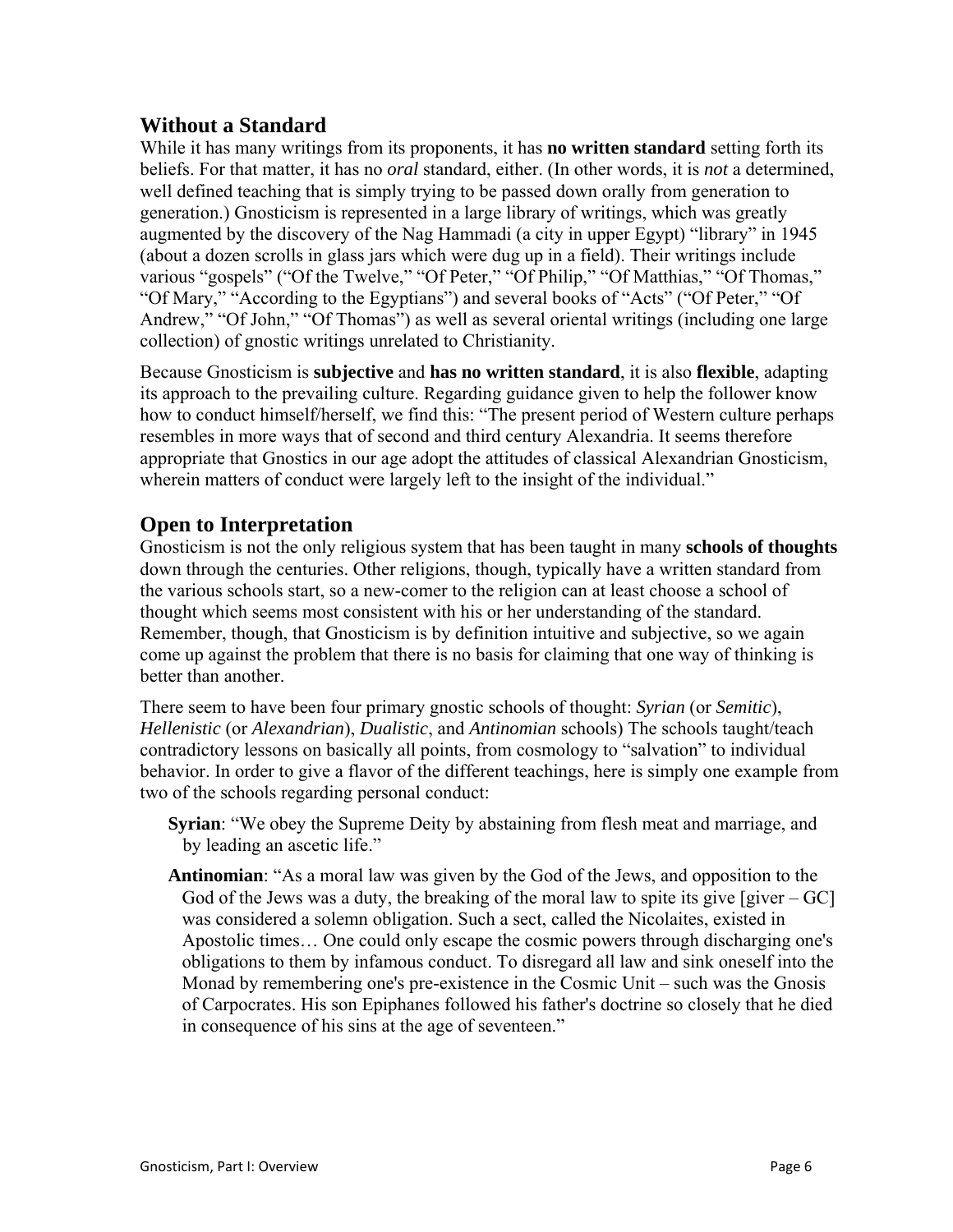## Without a Standard

While it has many writings from its proponents, it has **no written standard** setting forth its beliefs. For that matter, it has no *oral* standard, either. (In other words, it is *not* a determined, well defined teaching that is simply trying to be passed down orally from generation to generation.) Gnosticism is represented in a large library of writings, which was greatly augmented by the discovery of the Nag Hammadi (a city in upper Egypt) "library" in 1945 (about a dozen scrolls in glass jars which were dug up in a field). Their writings include various "gospels" ("Of the Twelve," "Of Peter," "Of Philip," "Of Matthias," "Of Thomas," "Of Mary," "According to the Egyptians") and several books of "Acts" ("Of Peter," "Of Andrew," "Of John," "Of Thomas") as well as several oriental writings (including one large collection) of gnostic writings unrelated to Christianity.

Because Gnosticism is **subjective** and **has no written standard**, it is also **flexible**, adapting its approach to the prevailing culture. Regarding guidance given to help the follower know how to conduct himself/herself, we find this: "The present period of Western culture perhaps resembles in more ways that of second and third century Alexandria. It seems therefore appropriate that Gnostics in our age adopt the attitudes of classical Alexandrian Gnosticism, wherein matters of conduct were largely left to the insight of the individual."

## Open to Interpretation

Gnosticism is not the only religious system that has been taught in many **schools of thoughts** down through the centuries. Other religions, though, typically have a written standard from the various schools start, so a new-comer to the religion can at least choose a school of thought which seems most consistent with his or her understanding of the standard. Remember, though, that Gnosticism is by definition intuitive and subjective, so we again come up against the problem that there is no basis for claiming that one way of thinking is better than another.

There seem to have been four primary gnostic schools of thought: *Syrian* (or *Semitic*), *Hellenistic* (or *Alexandrian*), *Dualistic*, and *Antinomian* schools) The schools taught/teach contradictory lessons on basically all points, from cosmology to "salvation" to individual behavior. In order to give a flavor of the different teachings, here is simply one example from two of the schools regarding personal conduct:

> **Syrian**: "We obey the Supreme Deity by abstaining from flesh meat and marriage, and by leading an ascetic life."
>
> **Antinomian**: "As a moral law was given by the God of the Jews, and opposition to the God of the Jews was a duty, the breaking of the moral law to spite its give [giver – GC] was considered a solemn obligation. Such a sect, called the Nicolaites, existed in Apostolic times… One could only escape the cosmic powers through discharging one's obligations to them by infamous conduct. To disregard all law and sink oneself into the Monad by remembering one's pre-existence in the Cosmic Unit – such was the Gnosis of Carpocrates. His son Epiphanes followed his father's doctrine so closely that he died in consequence of his sins at the age of seventeen."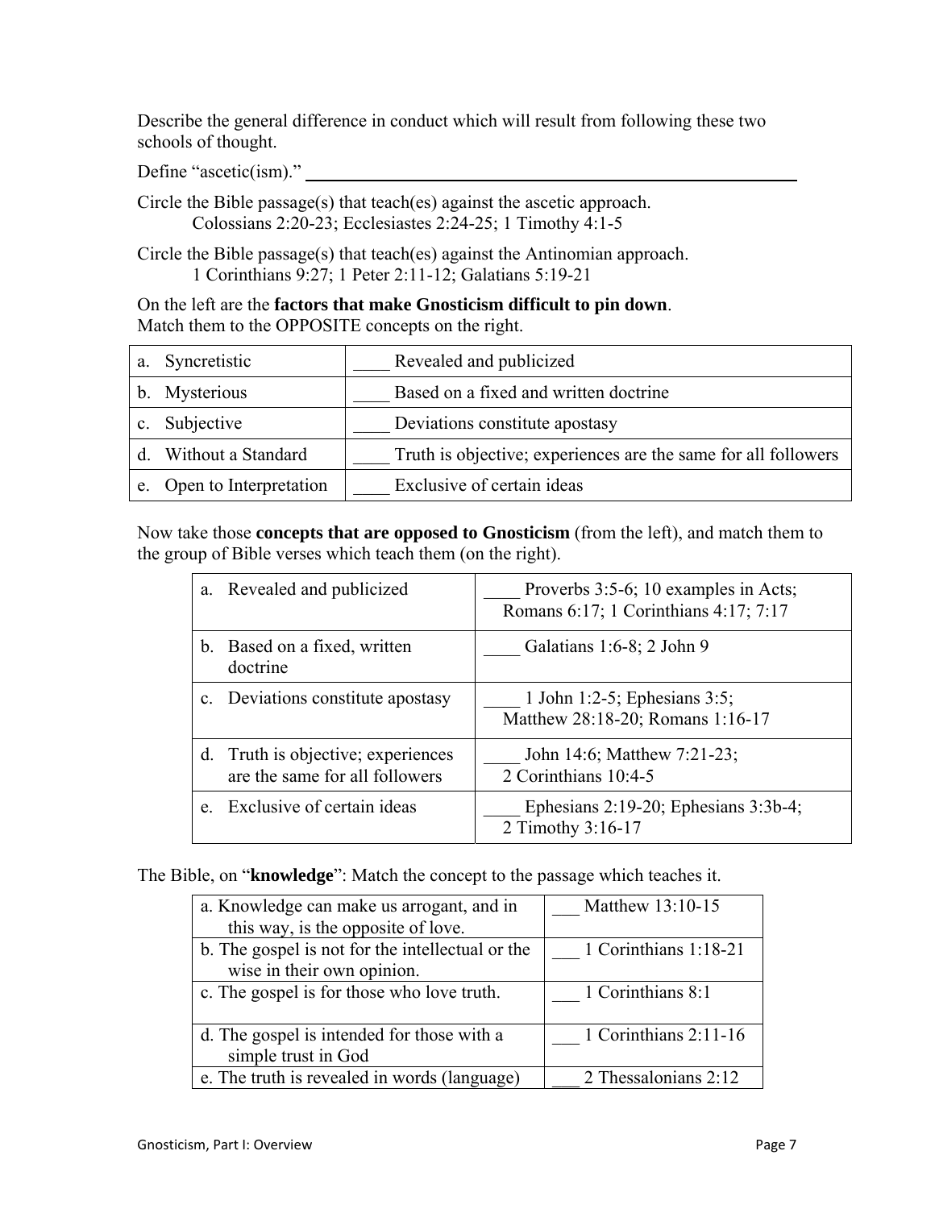Describe the general difference in conduct which will result from following these two schools of thought.

Define "ascetic(ism)." ________________________________________________

Circle the Bible passage(s) that teach(es) against the ascetic approach.
Colossians 2:20-23; Ecclesiastes 2:24-25; 1 Timothy 4:1-5

Circle the Bible passage(s) that teach(es) against the Antinomian approach.
1 Corinthians 9:27; 1 Peter 2:11-12; Galatians 5:19-21

On the left are the **factors that make Gnosticism difficult to pin down**.
Match them to the OPPOSITE concepts on the right.

| | |
|---|---|
| a. Syncretistic | ____ Revealed and publicized |
| b. Mysterious | ____ Based on a fixed and written doctrine |
| c. Subjective | ____ Deviations constitute apostasy |
| d. Without a Standard | ____ Truth is objective; experiences are the same for all followers |
| e. Open to Interpretation | ____ Exclusive of certain ideas |

Now take those **concepts that are opposed to Gnosticism** (from the left), and match them to the group of Bible verses which teach them (on the right).

| | |
|---|---|
| a. Revealed and publicized | ____ Proverbs 3:5-6; 10 examples in Acts; Romans 6:17; 1 Corinthians 4:17; 7:17 |
| b. Based on a fixed, written doctrine | ____ Galatians 1:6-8; 2 John 9 |
| c. Deviations constitute apostasy | ____ 1 John 1:2-5; Ephesians 3:5; Matthew 28:18-20; Romans 1:16-17 |
| d. Truth is objective; experiences are the same for all followers | ____ John 14:6; Matthew 7:21-23; 2 Corinthians 10:4-5 |
| e. Exclusive of certain ideas | ____ Ephesians 2:19-20; Ephesians 3:3b-4; 2 Timothy 3:16-17 |

The Bible, on "**knowledge**": Match the concept to the passage which teaches it.

| | |
|---|---|
| a. Knowledge can make us arrogant, and in this way, is the opposite of love. | ___ Matthew 13:10-15 |
| b. The gospel is not for the intellectual or the wise in their own opinion. | ___ 1 Corinthians 1:18-21 |
| c. The gospel is for those who love truth. | ___ 1 Corinthians 8:1 |
| d. The gospel is intended for those with a simple trust in God | ___ 1 Corinthians 2:11-16 |
| e. The truth is revealed in words (language) | ___ 2 Thessalonians 2:12 |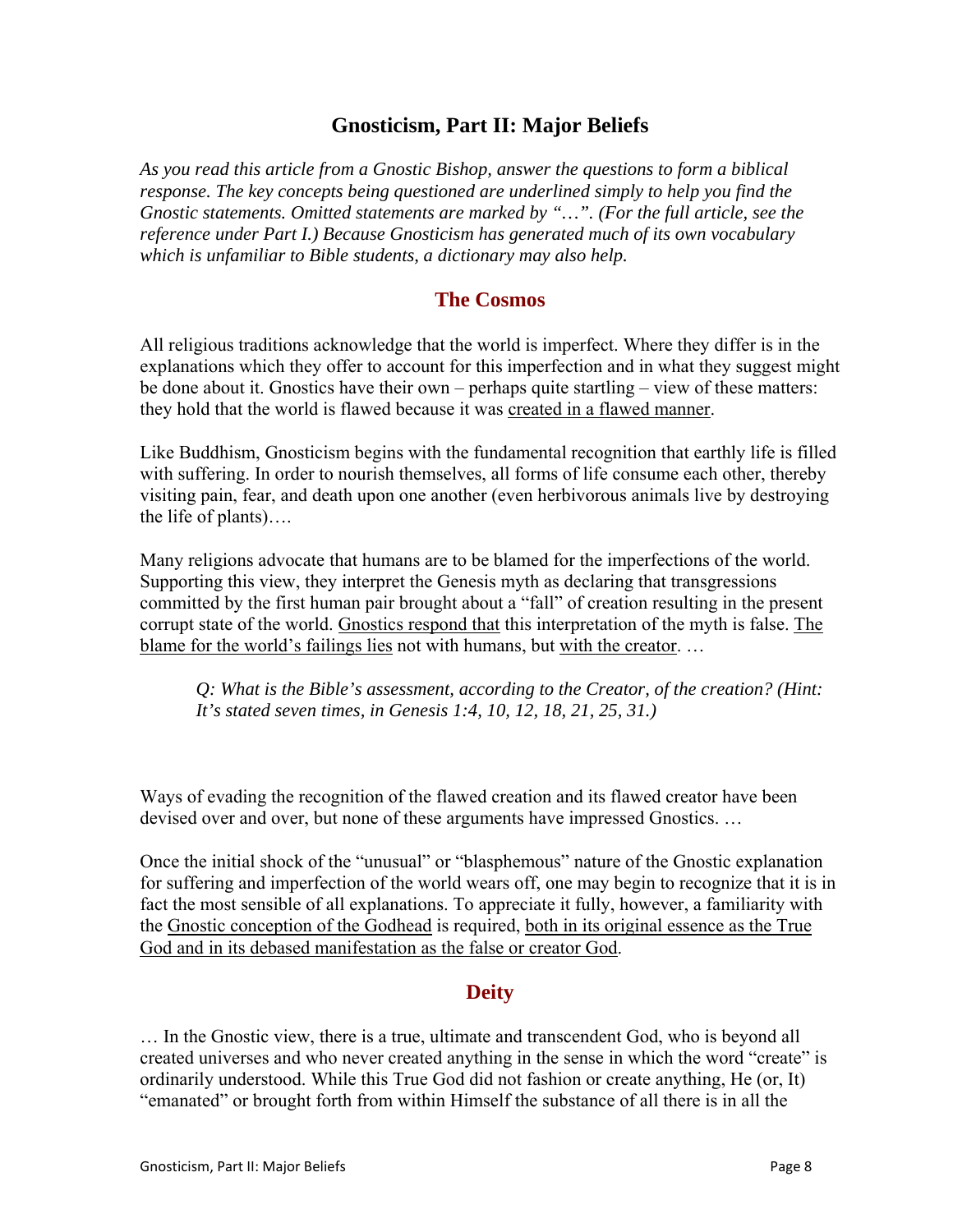## Gnosticism, Part II: Major Beliefs

*As you read this article from a Gnostic Bishop, answer the questions to form a biblical response. The key concepts being questioned are underlined simply to help you find the Gnostic statements. Omitted statements are marked by "…". (For the full article, see the reference under Part I.) Because Gnosticism has generated much of its own vocabulary which is unfamiliar to Bible students, a dictionary may also help.*

### The Cosmos

All religious traditions acknowledge that the world is imperfect. Where they differ is in the explanations which they offer to account for this imperfection and in what they suggest might be done about it. Gnostics have their own – perhaps quite startling – view of these matters: they hold that the world is flawed because it was <u>created in a flawed manner</u>.

Like Buddhism, Gnosticism begins with the fundamental recognition that earthly life is filled with suffering. In order to nourish themselves, all forms of life consume each other, thereby visiting pain, fear, and death upon one another (even herbivorous animals live by destroying the life of plants)….

Many religions advocate that humans are to be blamed for the imperfections of the world. Supporting this view, they interpret the Genesis myth as declaring that transgressions committed by the first human pair brought about a "fall" of creation resulting in the present corrupt state of the world. <u>Gnostics respond that</u> this interpretation of the myth is false. <u>The blame for the world's failings lies</u> not with humans, but <u>with the creator</u>. …

> *Q: What is the Bible's assessment, according to the Creator, of the creation? (Hint: It's stated seven times, in Genesis 1:4, 10, 12, 18, 21, 25, 31.)*

Ways of evading the recognition of the flawed creation and its flawed creator have been devised over and over, but none of these arguments have impressed Gnostics. …

Once the initial shock of the "unusual" or "blasphemous" nature of the Gnostic explanation for suffering and imperfection of the world wears off, one may begin to recognize that it is in fact the most sensible of all explanations. To appreciate it fully, however, a familiarity with the <u>Gnostic conception of the Godhead</u> is required, <u>both in its original essence as the True God and in its debased manifestation as the false or creator God</u>.

### Deity

… In the Gnostic view, there is a true, ultimate and transcendent God, who is beyond all created universes and who never created anything in the sense in which the word "create" is ordinarily understood. While this True God did not fashion or create anything, He (or, It) "emanated" or brought forth from within Himself the substance of all there is in all the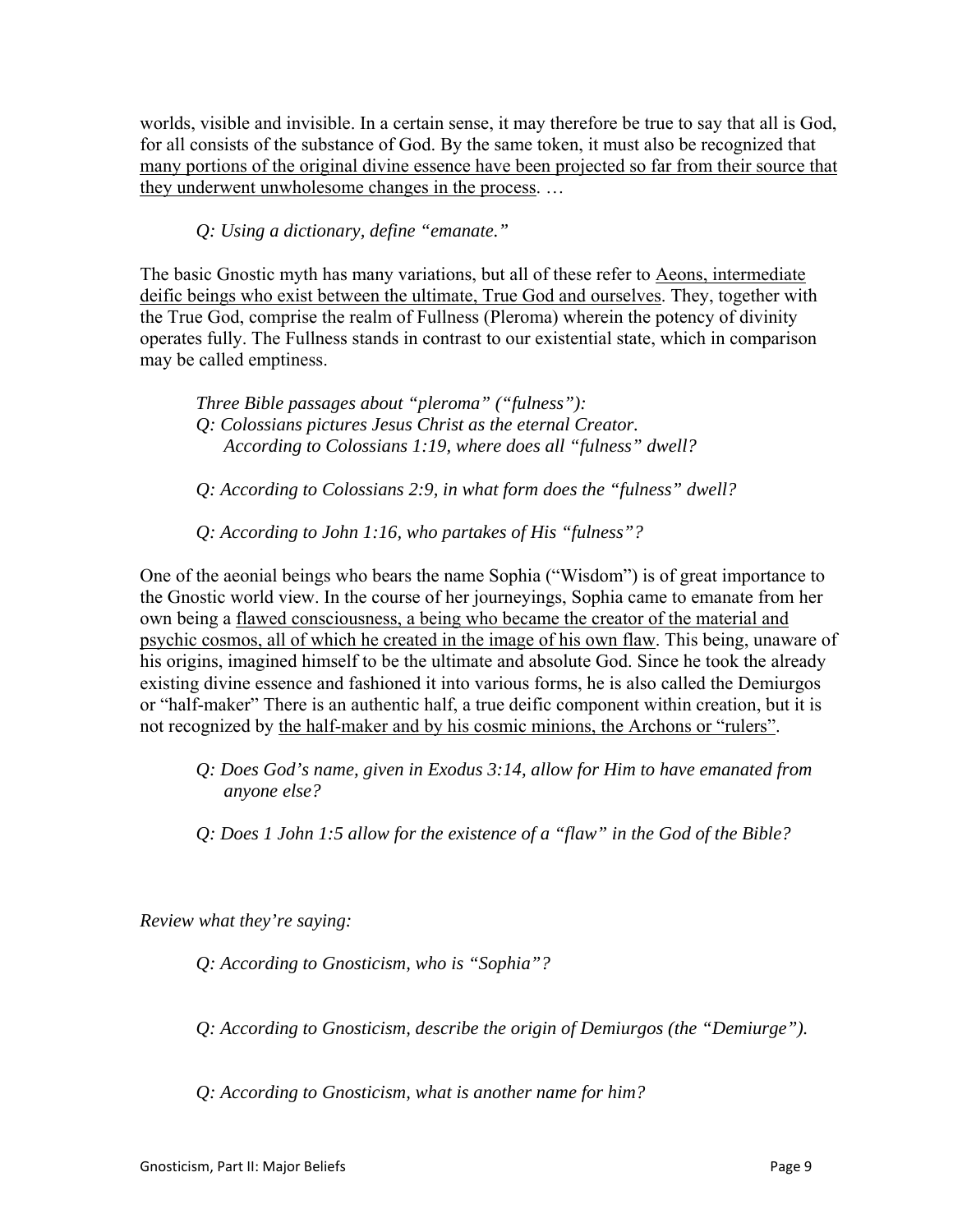worlds, visible and invisible. In a certain sense, it may therefore be true to say that all is God, for all consists of the substance of God. By the same token, it must also be recognized that <u>many portions of the original divine essence have been projected so far from their source that they underwent unwholesome changes in the process</u>. …

> *Q: Using a dictionary, define "emanate."*

The basic Gnostic myth has many variations, but all of these refer to <u>Aeons, intermediate deific beings who exist between the ultimate, True God and ourselves</u>. They, together with the True God, comprise the realm of Fullness (Pleroma) wherein the potency of divinity operates fully. The Fullness stands in contrast to our existential state, which in comparison may be called emptiness.

> *Three Bible passages about "pleroma" ("fulness"):*
> *Q: Colossians pictures Jesus Christ as the eternal Creator. According to Colossians 1:19, where does all "fulness" dwell?*
>
> *Q: According to Colossians 2:9, in what form does the "fulness" dwell?*
>
> *Q: According to John 1:16, who partakes of His "fulness"?*

One of the aeonial beings who bears the name Sophia ("Wisdom") is of great importance to the Gnostic world view. In the course of her journeyings, Sophia came to emanate from her own being a <u>flawed consciousness, a being who became the creator of the material and psychic cosmos, all of which he created in the image of his own flaw</u>. This being, unaware of his origins, imagined himself to be the ultimate and absolute God. Since he took the already existing divine essence and fashioned it into various forms, he is also called the Demiurgos or "half-maker" There is an authentic half, a true deific component within creation, but it is not recognized by <u>the half-maker and by his cosmic minions, the Archons or "rulers"</u>.

> *Q: Does God's name, given in Exodus 3:14, allow for Him to have emanated from anyone else?*
>
> *Q: Does 1 John 1:5 allow for the existence of a "flaw" in the God of the Bible?*

*Review what they're saying:*

> *Q: According to Gnosticism, who is "Sophia"?*
>
> *Q: According to Gnosticism, describe the origin of Demiurgos (the "Demiurge").*
>
> *Q: According to Gnosticism, what is another name for him?*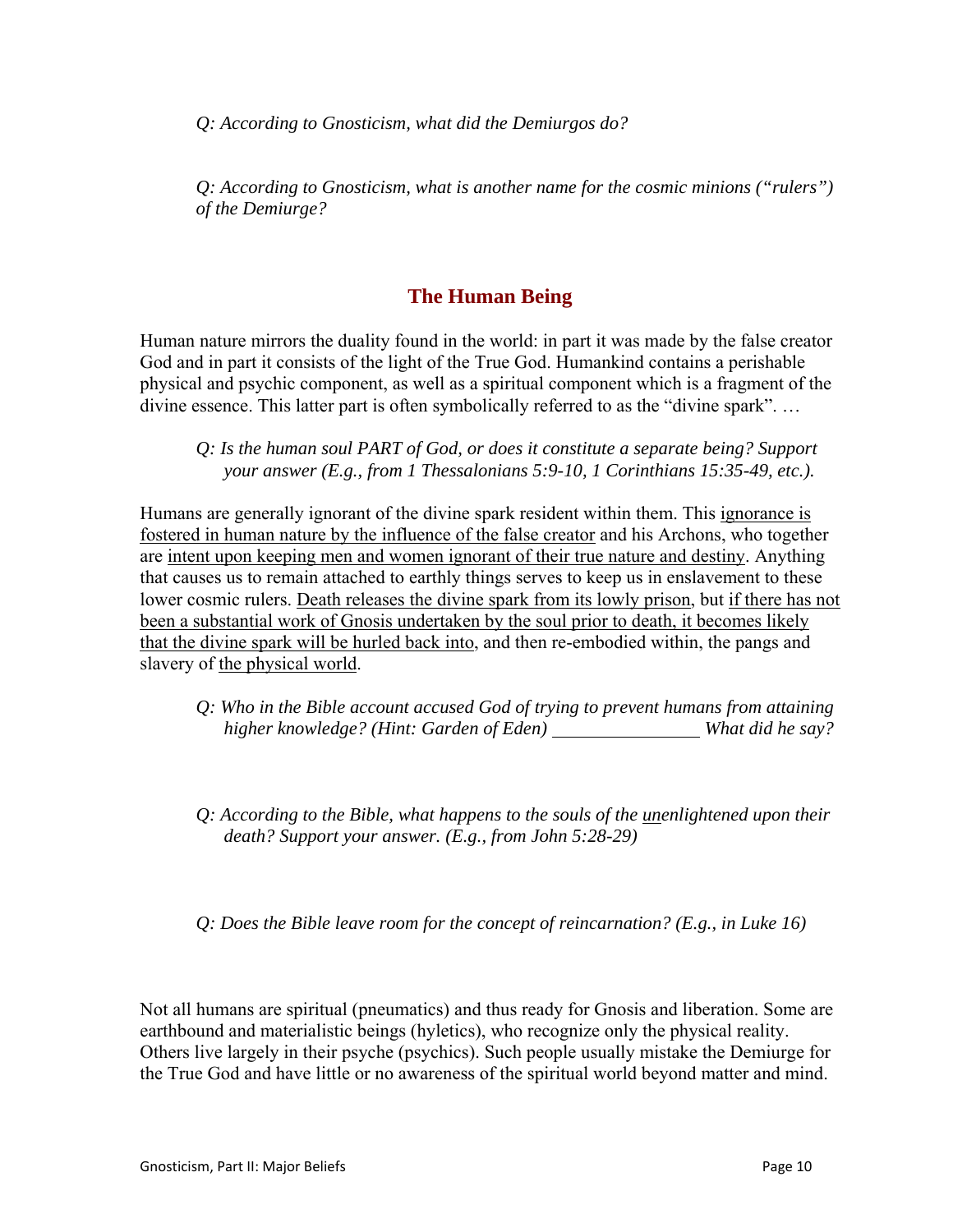*Q: According to Gnosticism, what did the Demiurgos do?*

*Q: According to Gnosticism, what is another name for the cosmic minions ("rulers") of the Demiurge?*

## The Human Being

Human nature mirrors the duality found in the world: in part it was made by the false creator God and in part it consists of the light of the True God. Humankind contains a perishable physical and psychic component, as well as a spiritual component which is a fragment of the divine essence. This latter part is often symbolically referred to as the "divine spark". …

*Q: Is the human soul PART of God, or does it constitute a separate being? Support your answer (E.g., from 1 Thessalonians 5:9-10, 1 Corinthians 15:35-49, etc.).*

Humans are generally ignorant of the divine spark resident within them. This <u>ignorance is fostered in human nature by the influence of the false creator</u> and his Archons, who together are <u>intent upon keeping men and women ignorant of their true nature and destiny</u>. Anything that causes us to remain attached to earthly things serves to keep us in enslavement to these lower cosmic rulers. <u>Death releases the divine spark from its lowly prison</u>, but <u>if there has not been a substantial work of Gnosis undertaken by the soul prior to death, it becomes likely that the divine spark will be hurled back into</u>, and then re-embodied within, the pangs and slavery of <u>the physical world</u>.

*Q: Who in the Bible account accused God of trying to prevent humans from attaining higher knowledge? (Hint: Garden of Eden) ________________ What did he say?*

*Q: According to the Bible, what happens to the souls of the <u>un</u>enlightened upon their death? Support your answer. (E.g., from John 5:28-29)*

*Q: Does the Bible leave room for the concept of reincarnation? (E.g., in Luke 16)*

Not all humans are spiritual (pneumatics) and thus ready for Gnosis and liberation. Some are earthbound and materialistic beings (hyletics), who recognize only the physical reality. Others live largely in their psyche (psychics). Such people usually mistake the Demiurge for the True God and have little or no awareness of the spiritual world beyond matter and mind.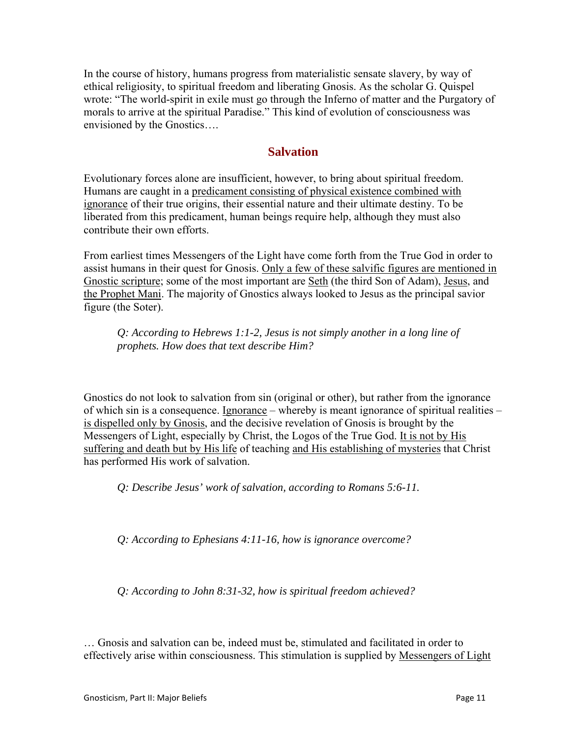In the course of history, humans progress from materialistic sensate slavery, by way of ethical religiosity, to spiritual freedom and liberating Gnosis. As the scholar G. Quispel wrote: “The world-spirit in exile must go through the Inferno of matter and the Purgatory of morals to arrive at the spiritual Paradise.” This kind of evolution of consciousness was envisioned by the Gnostics….

## Salvation

Evolutionary forces alone are insufficient, however, to bring about spiritual freedom. Humans are caught in a <u>predicament consisting of physical existence combined with ignorance</u> of their true origins, their essential nature and their ultimate destiny. To be liberated from this predicament, human beings require help, although they must also contribute their own efforts.

From earliest times Messengers of the Light have come forth from the True God in order to assist humans in their quest for Gnosis. <u>Only a few of these salvific figures are mentioned in Gnostic scripture</u>; some of the most important are <u>Seth</u> (the third Son of Adam), <u>Jesus</u>, and <u>the Prophet Mani</u>. The majority of Gnostics always looked to Jesus as the principal savior figure (the Soter).

> *Q: According to Hebrews 1:1-2, Jesus is not simply another in a long line of prophets. How does that text describe Him?*

Gnostics do not look to salvation from sin (original or other), but rather from the ignorance of which sin is a consequence. <u>Ignorance</u> – whereby is meant ignorance of spiritual realities – <u>is dispelled only by Gnosis</u>, and the decisive revelation of Gnosis is brought by the Messengers of Light, especially by Christ, the Logos of the True God. <u>It is not by His suffering and death but by His life</u> of teaching <u>and His establishing of mysteries</u> that Christ has performed His work of salvation.

> *Q: Describe Jesus’ work of salvation, according to Romans 5:6-11.*

> *Q: According to Ephesians 4:11-16, how is ignorance overcome?*

> *Q: According to John 8:31-32, how is spiritual freedom achieved?*

… Gnosis and salvation can be, indeed must be, stimulated and facilitated in order to effectively arise within consciousness. This stimulation is supplied by <u>Messengers of Light</u>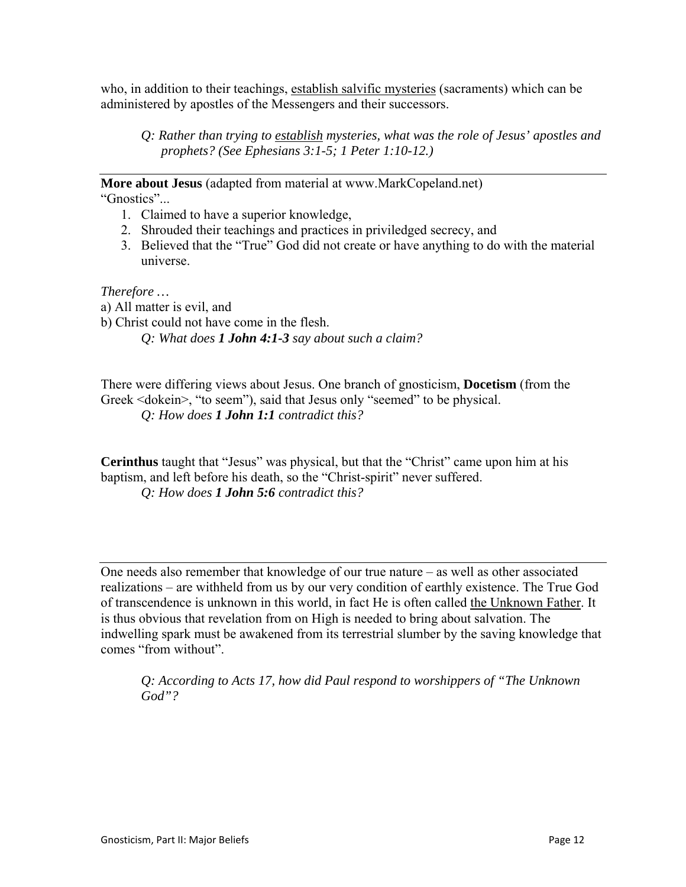who, in addition to their teachings, establish salvific mysteries (sacraments) which can be administered by apostles of the Messengers and their successors.

> *Q: Rather than trying to establish mysteries, what was the role of Jesus' apostles and prophets? (See Ephesians 3:1-5; 1 Peter 1:10-12.)*

---

**More about Jesus** (adapted from material at www.MarkCopeland.net)

"Gnostics"...

1. Claimed to have a superior knowledge,
2. Shrouded their teachings and practices in priviledged secrecy, and
3. Believed that the "True" God did not create or have anything to do with the material universe.

*Therefore …*

a) All matter is evil, and
b) Christ could not have come in the flesh.

> *Q: What does **1 John 4:1-3** say about such a claim?*

There were differing views about Jesus. One branch of gnosticism, **Docetism** (from the Greek <dokein>, "to seem"), said that Jesus only "seemed" to be physical.

> *Q: How does **1 John 1:1** contradict this?*

**Cerinthus** taught that "Jesus" was physical, but that the "Christ" came upon him at his baptism, and left before his death, so the "Christ-spirit" never suffered.

> *Q: How does **1 John 5:6** contradict this?*

---

One needs also remember that knowledge of our true nature – as well as other associated realizations – are withheld from us by our very condition of earthly existence. The True God of transcendence is unknown in this world, in fact He is often called the Unknown Father. It is thus obvious that revelation from on High is needed to bring about salvation. The indwelling spark must be awakened from its terrestrial slumber by the saving knowledge that comes "from without".

> *Q: According to Acts 17, how did Paul respond to worshippers of "The Unknown God"?*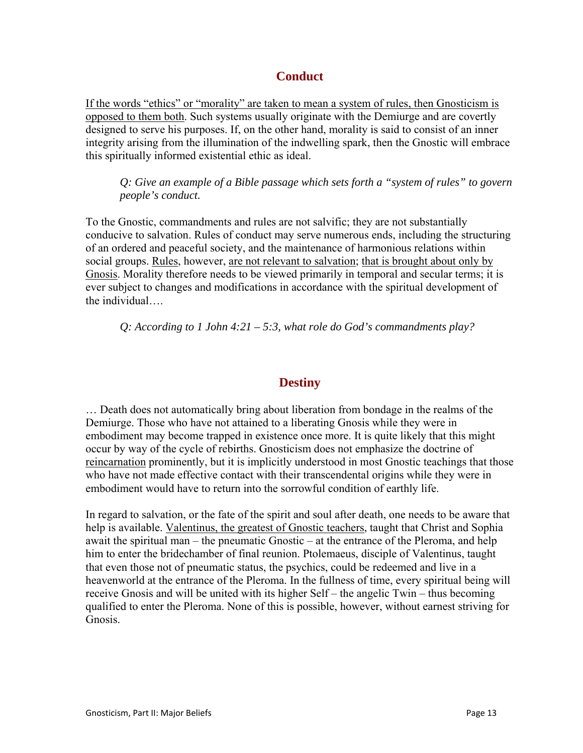## Conduct

<u>If the words “ethics” or “morality” are taken to mean a system of rules, then Gnosticism is opposed to them both</u>. Such systems usually originate with the Demiurge and are covertly designed to serve his purposes. If, on the other hand, morality is said to consist of an inner integrity arising from the illumination of the indwelling spark, then the Gnostic will embrace this spiritually informed existential ethic as ideal.

> *Q: Give an example of a Bible passage which sets forth a “system of rules” to govern people’s conduct.*

To the Gnostic, commandments and rules are not salvific; they are not substantially conducive to salvation. Rules of conduct may serve numerous ends, including the structuring of an ordered and peaceful society, and the maintenance of harmonious relations within social groups. <u>Rules</u>, however, <u>are not relevant to salvation</u>; <u>that is brought about only by Gnosis</u>. Morality therefore needs to be viewed primarily in temporal and secular terms; it is ever subject to changes and modifications in accordance with the spiritual development of the individual….

> *Q: According to 1 John 4:21 – 5:3, what role do God’s commandments play?*

## Destiny

… Death does not automatically bring about liberation from bondage in the realms of the Demiurge. Those who have not attained to a liberating Gnosis while they were in embodiment may become trapped in existence once more. It is quite likely that this might occur by way of the cycle of rebirths. Gnosticism does not emphasize the doctrine of <u>reincarnation</u> prominently, but it is implicitly understood in most Gnostic teachings that those who have not made effective contact with their transcendental origins while they were in embodiment would have to return into the sorrowful condition of earthly life.

In regard to salvation, or the fate of the spirit and soul after death, one needs to be aware that help is available. <u>Valentinus, the greatest of Gnostic teachers</u>, taught that Christ and Sophia await the spiritual man – the pneumatic Gnostic – at the entrance of the Pleroma, and help him to enter the bridechamber of final reunion. Ptolemaeus, disciple of Valentinus, taught that even those not of pneumatic status, the psychics, could be redeemed and live in a heavenworld at the entrance of the Pleroma. In the fullness of time, every spiritual being will receive Gnosis and will be united with its higher Self – the angelic Twin – thus becoming qualified to enter the Pleroma. None of this is possible, however, without earnest striving for Gnosis.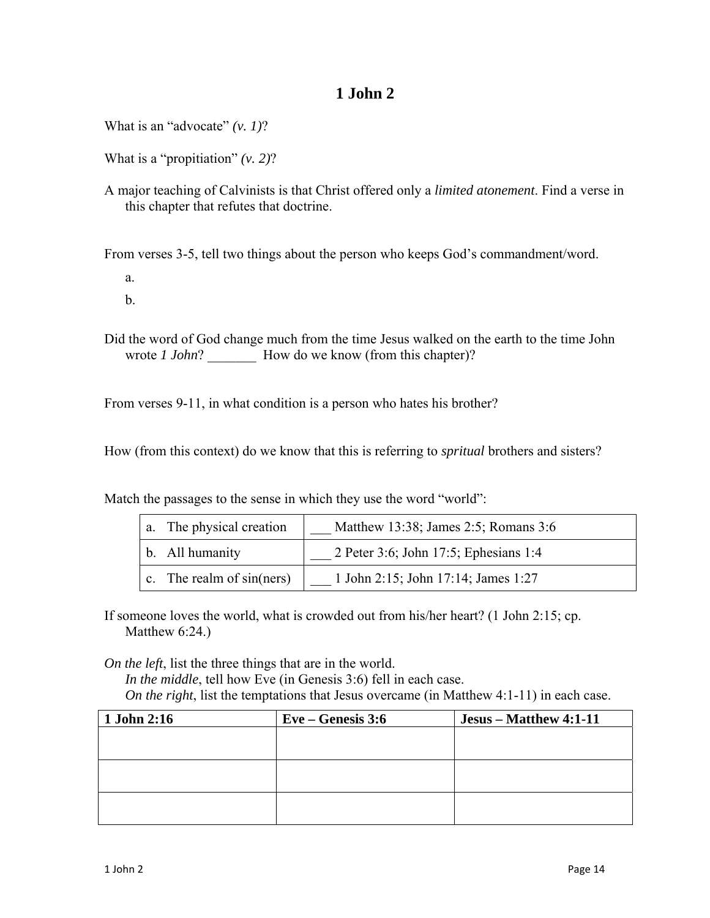# 1 John 2

What is an “advocate” *(v. 1)*?

What is a “propitiation” *(v. 2)*?

A major teaching of Calvinists is that Christ offered only a *limited atonement*. Find a verse in this chapter that refutes that doctrine.

From verses 3-5, tell two things about the person who keeps God’s commandment/word.

a.

b.

Did the word of God change much from the time Jesus walked on the earth to the time John wrote *1 John*? _______ How do we know (from this chapter)?

From verses 9-11, in what condition is a person who hates his brother?

How (from this context) do we know that this is referring to *spritual* brothers and sisters?

Match the passages to the sense in which they use the word “world”:

| | |
|---|---|
| a. The physical creation | ___ Matthew 13:38; James 2:5; Romans 3:6 |
| b. All humanity | ___ 2 Peter 3:6; John 17:5; Ephesians 1:4 |
| c. The realm of sin(ners) | ___ 1 John 2:15; John 17:14; James 1:27 |

If someone loves the world, what is crowded out from his/her heart? (1 John 2:15; cp. Matthew 6:24.)

*On the left*, list the three things that are in the world.
*In the middle*, tell how Eve (in Genesis 3:6) fell in each case.
*On the right*, list the temptations that Jesus overcame (in Matthew 4:1-11) in each case.

| 1 John 2:16 | Eve – Genesis 3:6 | Jesus – Matthew 4:1-11 |
|---|---|---|
| | | |
| | | |
| | | |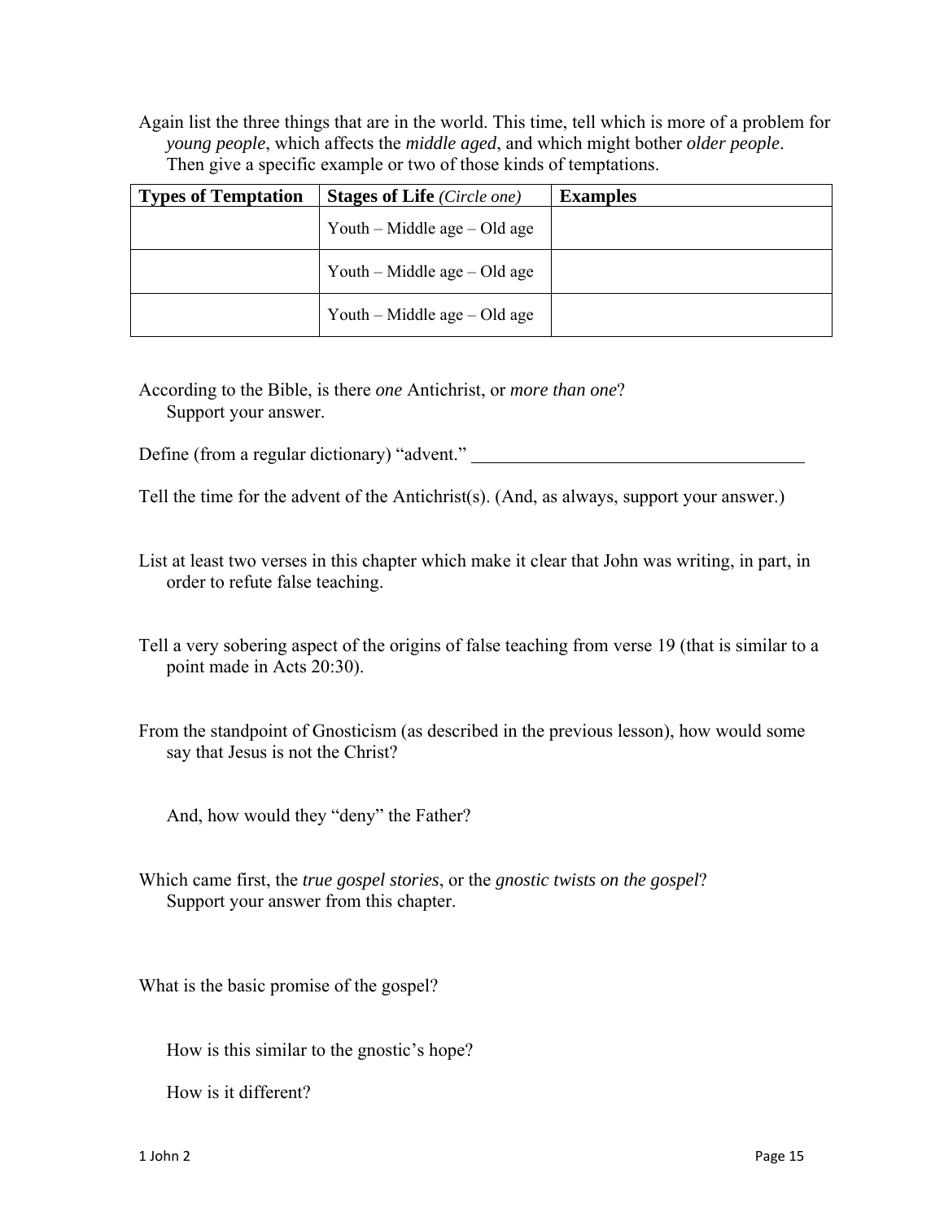Again list the three things that are in the world. This time, tell which is more of a problem for *young people*, which affects the *middle aged*, and which might bother *older people*. Then give a specific example or two of those kinds of temptations.

| **Types of Temptation** | **Stages of Life** *(Circle one)* | **Examples** |
|---|---|---|
| | Youth – Middle age – Old age | |
| | Youth – Middle age – Old age | |
| | Youth – Middle age – Old age | |

According to the Bible, is there *one* Antichrist, or *more than one*?
Support your answer.

Define (from a regular dictionary) "advent." ______________________________________

Tell the time for the advent of the Antichrist(s). (And, as always, support your answer.)

List at least two verses in this chapter which make it clear that John was writing, in part, in order to refute false teaching.

Tell a very sobering aspect of the origins of false teaching from verse 19 (that is similar to a point made in Acts 20:30).

From the standpoint of Gnosticism (as described in the previous lesson), how would some say that Jesus is not the Christ?

And, how would they "deny" the Father?

Which came first, the *true gospel stories*, or the *gnostic twists on the gospel*?
Support your answer from this chapter.

What is the basic promise of the gospel?

How is this similar to the gnostic's hope?

How is it different?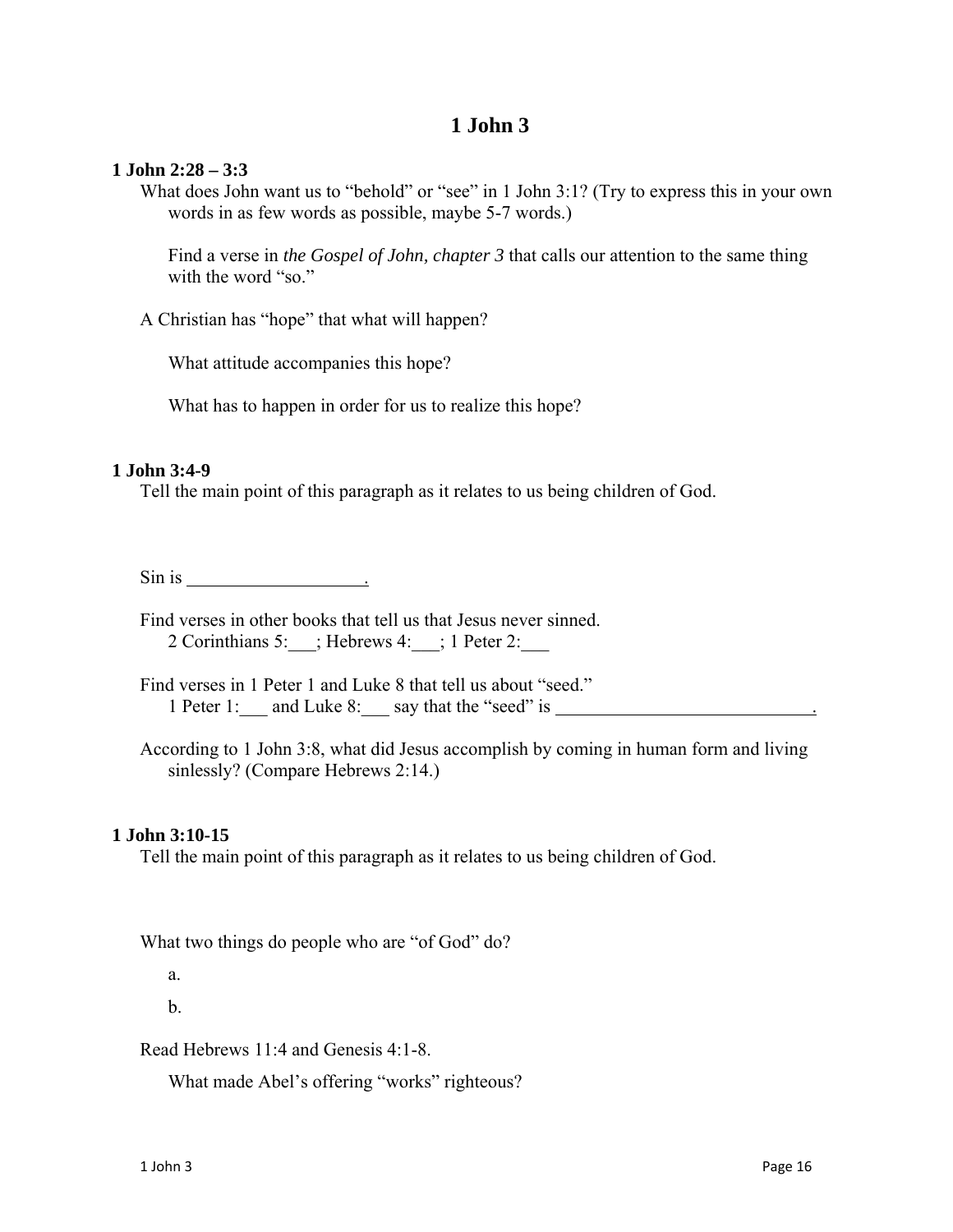# 1 John 3

**1 John 2:28 – 3:3**

What does John want us to "behold" or "see" in 1 John 3:1? (Try to express this in your own words in as few words as possible, maybe 5-7 words.)

Find a verse in *the Gospel of John, chapter 3* that calls our attention to the same thing with the word "so."

A Christian has "hope" that what will happen?

What attitude accompanies this hope?

What has to happen in order for us to realize this hope?

**1 John 3:4-9**

Tell the main point of this paragraph as it relates to us being children of God.

Sin is ___________________.

Find verses in other books that tell us that Jesus never sinned.
2 Corinthians 5:___; Hebrews 4:___; 1 Peter 2:___

Find verses in 1 Peter 1 and Luke 8 that tell us about "seed."
1 Peter 1:___ and Luke 8:___ say that the "seed" is ____________________________.

According to 1 John 3:8, what did Jesus accomplish by coming in human form and living sinlessly? (Compare Hebrews 2:14.)

**1 John 3:10-15**

Tell the main point of this paragraph as it relates to us being children of God.

What two things do people who are "of God" do?

a.

b.

Read Hebrews 11:4 and Genesis 4:1-8.

What made Abel's offering "works" righteous?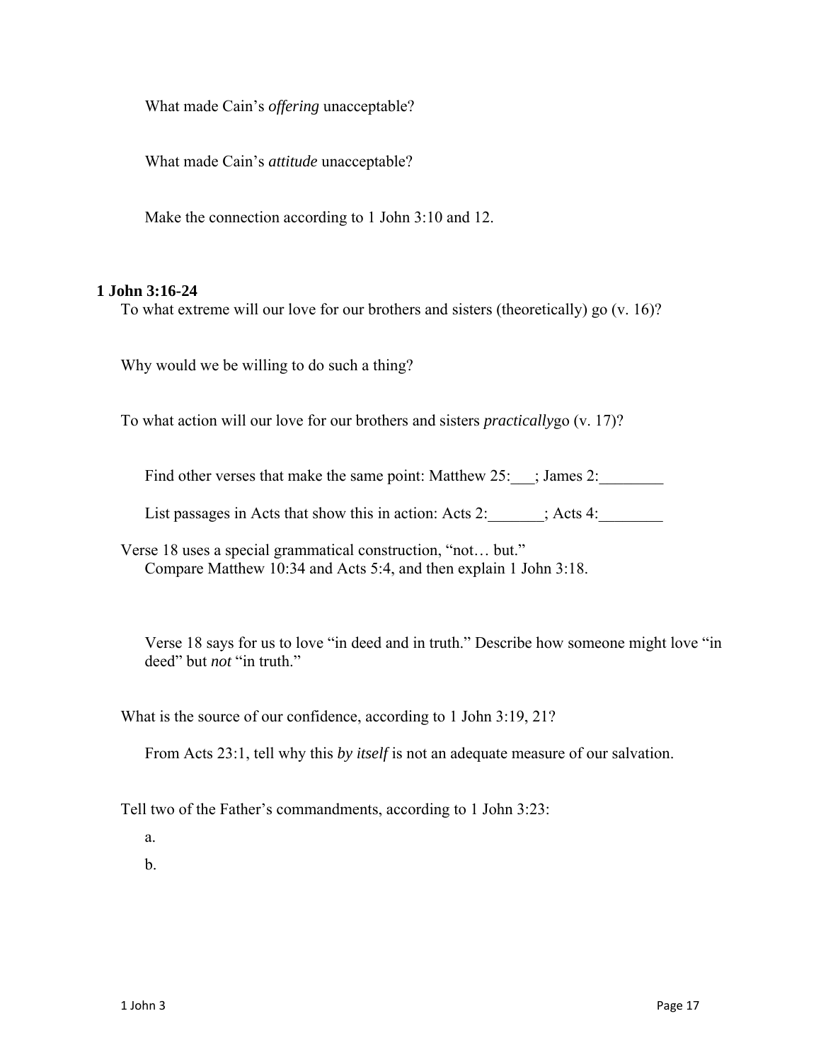What made Cain's *offering* unacceptable?

What made Cain's *attitude* unacceptable?

Make the connection according to 1 John 3:10 and 12.

**1 John 3:16-24**

To what extreme will our love for our brothers and sisters (theoretically) go (v. 16)?

Why would we be willing to do such a thing?

To what action will our love for our brothers and sisters *practically*go (v. 17)?

Find other verses that make the same point: Matthew 25:___; James 2:________

List passages in Acts that show this in action: Acts 2:_______; Acts 4:________

Verse 18 uses a special grammatical construction, "not… but."
Compare Matthew 10:34 and Acts 5:4, and then explain 1 John 3:18.

Verse 18 says for us to love "in deed and in truth." Describe how someone might love "in deed" but *not* "in truth."

What is the source of our confidence, according to 1 John 3:19, 21?

From Acts 23:1, tell why this *by itself* is not an adequate measure of our salvation.

Tell two of the Father's commandments, according to 1 John 3:23:

a.

b.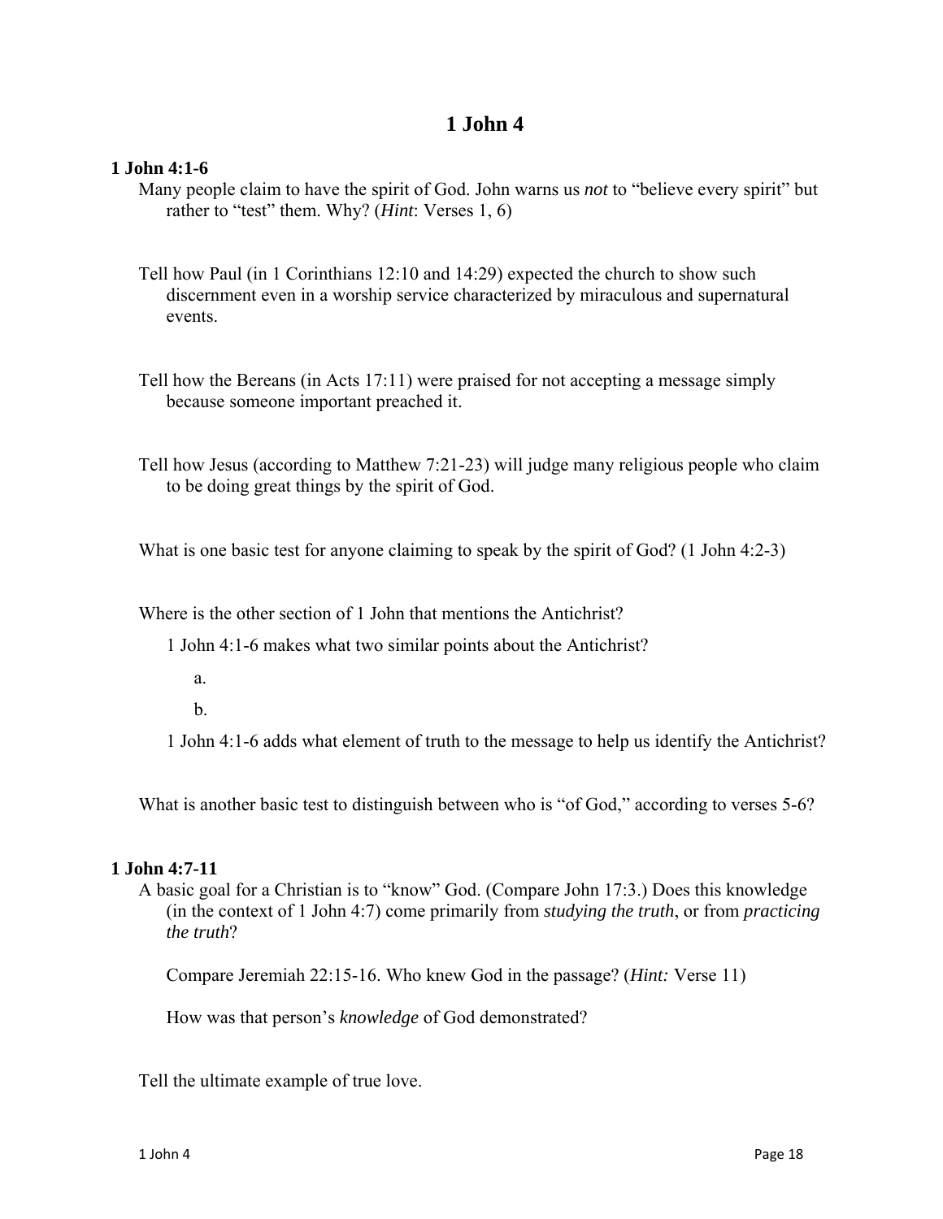# 1 John 4

**1 John 4:1-6**

Many people claim to have the spirit of God. John warns us *not* to "believe every spirit" but rather to "test" them. Why? (*Hint*: Verses 1, 6)

Tell how Paul (in 1 Corinthians 12:10 and 14:29) expected the church to show such discernment even in a worship service characterized by miraculous and supernatural events.

Tell how the Bereans (in Acts 17:11) were praised for not accepting a message simply because someone important preached it.

Tell how Jesus (according to Matthew 7:21-23) will judge many religious people who claim to be doing great things by the spirit of God.

What is one basic test for anyone claiming to speak by the spirit of God? (1 John 4:2-3)

Where is the other section of 1 John that mentions the Antichrist?

1 John 4:1-6 makes what two similar points about the Antichrist?

a.

b.

1 John 4:1-6 adds what element of truth to the message to help us identify the Antichrist?

What is another basic test to distinguish between who is "of God," according to verses 5-6?

**1 John 4:7-11**

A basic goal for a Christian is to "know" God. (Compare John 17:3.) Does this knowledge (in the context of 1 John 4:7) come primarily from *studying the truth*, or from *practicing the truth*?

Compare Jeremiah 22:15-16. Who knew God in the passage? (*Hint:* Verse 11)

How was that person's *knowledge* of God demonstrated?

Tell the ultimate example of true love.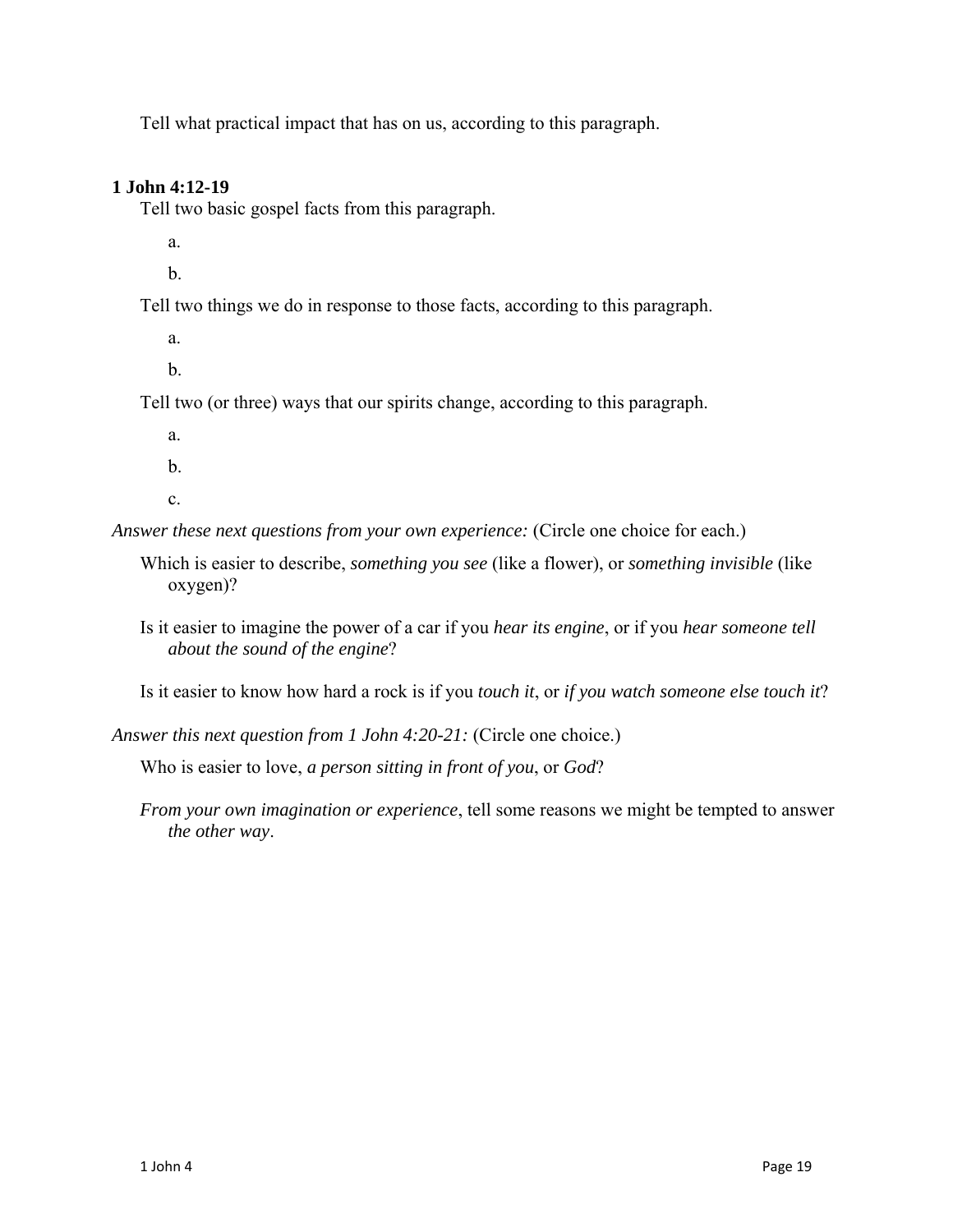Tell what practical impact that has on us, according to this paragraph.

**1 John 4:12-19**

Tell two basic gospel facts from this paragraph.

a.

b.

Tell two things we do in response to those facts, according to this paragraph.

a.

b.

Tell two (or three) ways that our spirits change, according to this paragraph.

a.

b.

c.

*Answer these next questions from your own experience:* (Circle one choice for each.)

Which is easier to describe, *something you see* (like a flower), or *something invisible* (like oxygen)?

Is it easier to imagine the power of a car if you *hear its engine*, or if you *hear someone tell about the sound of the engine*?

Is it easier to know how hard a rock is if you *touch it*, or *if you watch someone else touch it*?

*Answer this next question from 1 John 4:20-21:* (Circle one choice.)

Who is easier to love, *a person sitting in front of you*, or *God*?

*From your own imagination or experience*, tell some reasons we might be tempted to answer *the other way*.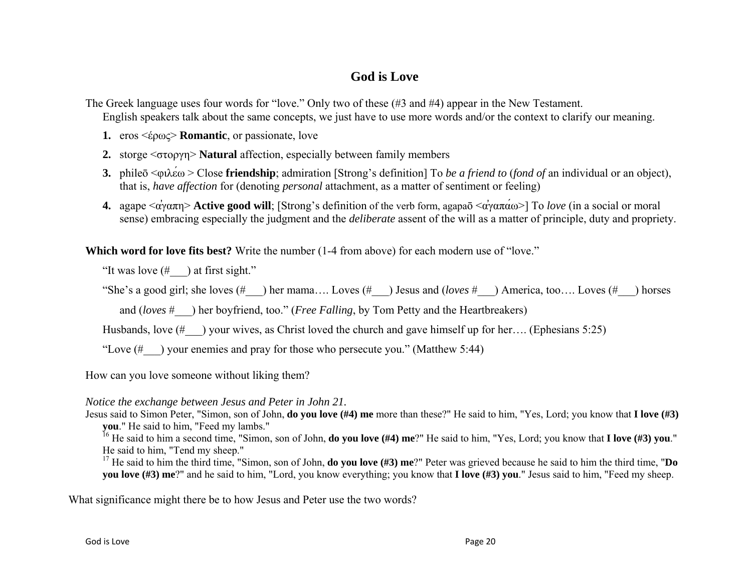# God is Love

The Greek language uses four words for "love." Only two of these (#3 and #4) appear in the New Testament.
English speakers talk about the same concepts, we just have to use more words and/or the context to clarify our meaning.

1. eros <έρως> **Romantic**, or passionate, love
2. storge <στοργη> **Natural** affection, especially between family members
3. phileō <φιλέω > Close **friendship**; admiration [Strong's definition] To *be a friend to* (*fond of* an individual or an object), that is, *have affection* for (denoting *personal* attachment, as a matter of sentiment or feeling)
4. agape <ἀγαπη> **Active good will**; [Strong's definition of the verb form, agapaō <ἀγαπάω>] To *love* (in a social or moral sense) embracing especially the judgment and the *deliberate* assent of the will as a matter of principle, duty and propriety.

**Which word for love fits best?** Write the number (1-4 from above) for each modern use of "love."

"It was love (#___) at first sight."

"She's a good girl; she loves (#___) her mama…. Loves (#___) Jesus and (*loves* #___) America, too…. Loves (#___) horses and (*loves* #___) her boyfriend, too." (*Free Falling*, by Tom Petty and the Heartbreakers)

Husbands, love (#___) your wives, as Christ loved the church and gave himself up for her…. (Ephesians 5:25)

"Love (#___) your enemies and pray for those who persecute you." (Matthew 5:44)

How can you love someone without liking them?

*Notice the exchange between Jesus and Peter in John 21.*

Jesus said to Simon Peter, "Simon, son of John, **do you love (#4) me** more than these?" He said to him, "Yes, Lord; you know that **I love (#3) you**." He said to him, "Feed my lambs."
[16] He said to him a second time, "Simon, son of John, **do you love (#4) me**?" He said to him, "Yes, Lord; you know that **I love (#3) you**." He said to him, "Tend my sheep."
[17] He said to him the third time, "Simon, son of John, **do you love (#3) me**?" Peter was grieved because he said to him the third time, "**Do you love (#3) me**?" and he said to him, "Lord, you know everything; you know that **I love (#3) you**." Jesus said to him, "Feed my sheep.

What significance might there be to how Jesus and Peter use the two words?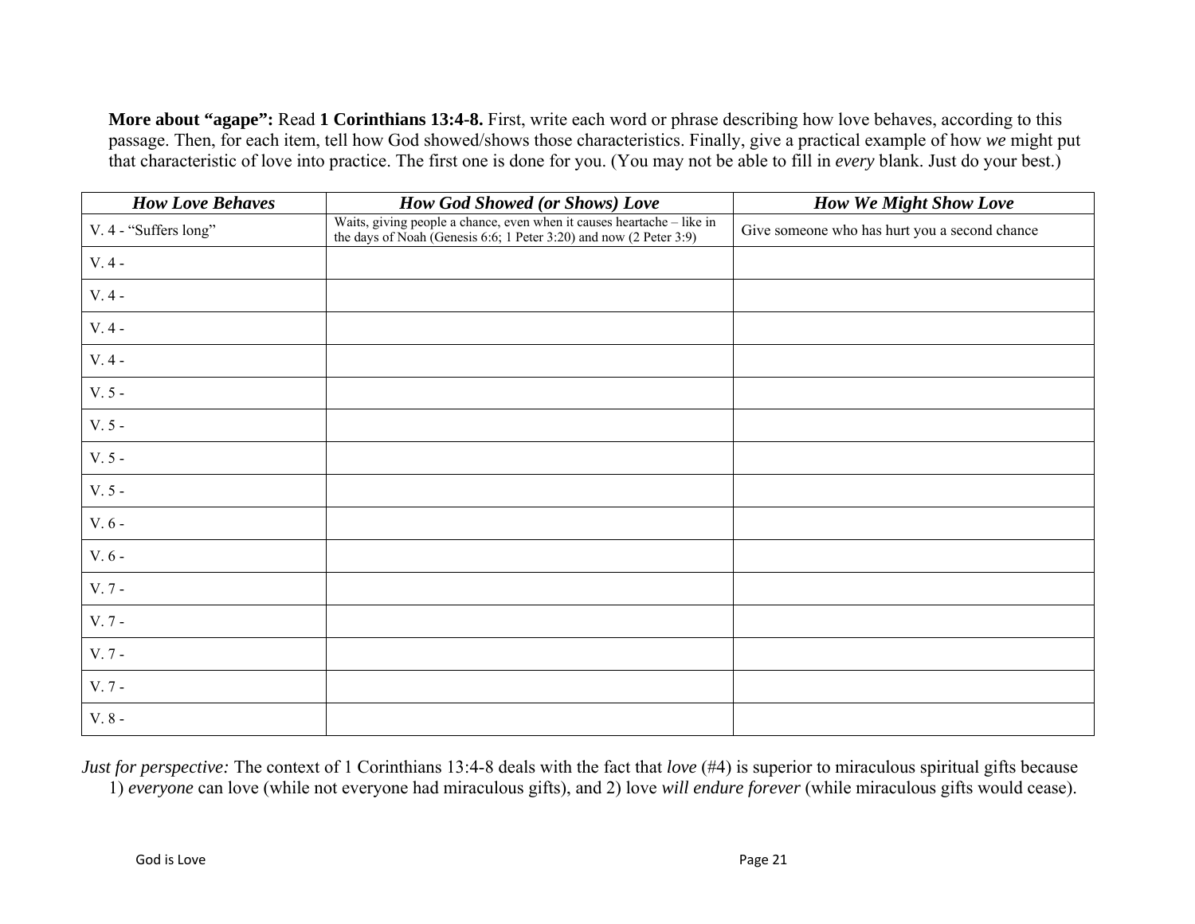**More about "agape":** Read **1 Corinthians 13:4-8.** First, write each word or phrase describing how love behaves, according to this passage. Then, for each item, tell how God showed/shows those characteristics. Finally, give a practical example of how *we* might put that characteristic of love into practice. The first one is done for you. (You may not be able to fill in *every* blank. Just do your best.)

| ***How Love Behaves*** | ***How God Showed (or Shows) Love*** | ***How We Might Show Love*** |
|---|---|---|
| V. 4 - "Suffers long" | Waits, giving people a chance, even when it causes heartache – like in the days of Noah (Genesis 6:6; 1 Peter 3:20) and now (2 Peter 3:9) | Give someone who has hurt you a second chance |
| V. 4 - | | |
| V. 4 - | | |
| V. 4 - | | |
| V. 4 - | | |
| V. 5 - | | |
| V. 5 - | | |
| V. 5 - | | |
| V. 5 - | | |
| V. 6 - | | |
| V. 6 - | | |
| V. 7 - | | |
| V. 7 - | | |
| V. 7 - | | |
| V. 7 - | | |
| V. 8 - | | |

*Just for perspective:* The context of 1 Corinthians 13:4-8 deals with the fact that *love* (#4) is superior to miraculous spiritual gifts because 1) *everyone* can love (while not everyone had miraculous gifts), and 2) love *will endure forever* (while miraculous gifts would cease).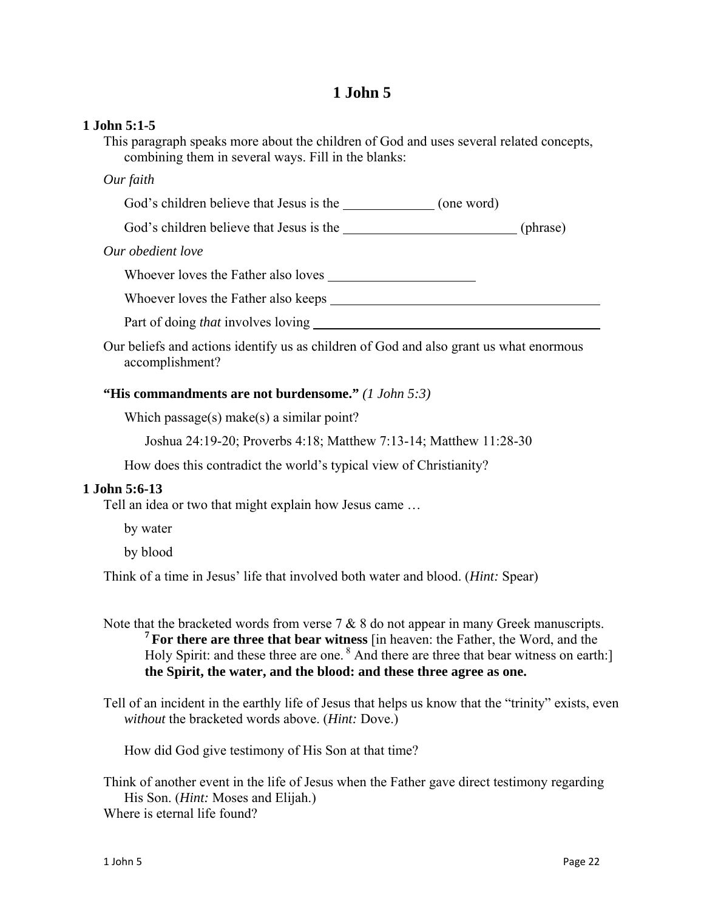# 1 John 5

**1 John 5:1-5**

This paragraph speaks more about the children of God and uses several related concepts, combining them in several ways. Fill in the blanks:

*Our faith*

God's children believe that Jesus is the _____________ (one word)

God's children believe that Jesus is the ________________________ (phrase)

*Our obedient love*

Whoever loves the Father also loves ____________________

Whoever loves the Father also keeps ____________________________________

Part of doing *that* involves loving ________________________________________

Our beliefs and actions identify us as children of God and also grant us what enormous accomplishment?

**"His commandments are not burdensome."** *(1 John 5:3)*

Which passage(s) make(s) a similar point?

Joshua 24:19-20; Proverbs 4:18; Matthew 7:13-14; Matthew 11:28-30

How does this contradict the world's typical view of Christianity?

**1 John 5:6-13**

Tell an idea or two that might explain how Jesus came …

by water

by blood

Think of a time in Jesus' life that involved both water and blood. (*Hint:* Spear)

Note that the bracketed words from verse 7 & 8 do not appear in many Greek manuscripts.

> [7] **For there are three that bear witness** [in heaven: the Father, the Word, and the Holy Spirit: and these three are one. [8] And there are three that bear witness on earth:] **the Spirit, the water, and the blood: and these three agree as one.**

Tell of an incident in the earthly life of Jesus that helps us know that the "trinity" exists, even *without* the bracketed words above. (*Hint:* Dove.)

How did God give testimony of His Son at that time?

Think of another event in the life of Jesus when the Father gave direct testimony regarding His Son. (*Hint:* Moses and Elijah.)

Where is eternal life found?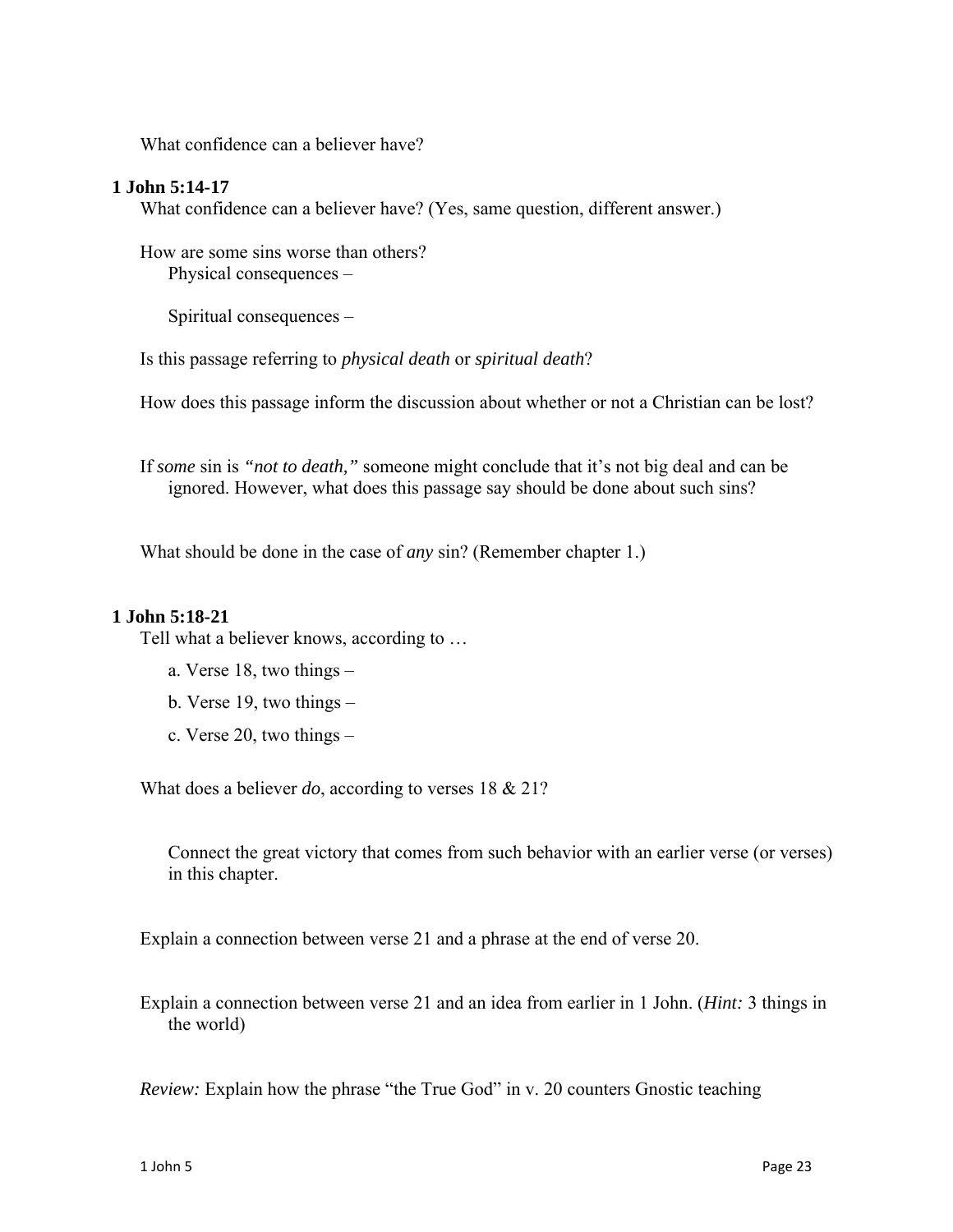What confidence can a believer have?

**1 John 5:14-17**

What confidence can a believer have? (Yes, same question, different answer.)

How are some sins worse than others?

Physical consequences –

Spiritual consequences –

Is this passage referring to *physical death* or *spiritual death*?

How does this passage inform the discussion about whether or not a Christian can be lost?

If *some* sin is *"not to death,"* someone might conclude that it's not big deal and can be ignored. However, what does this passage say should be done about such sins?

What should be done in the case of *any* sin? (Remember chapter 1.)

**1 John 5:18-21**

Tell what a believer knows, according to …

a. Verse 18, two things –

b. Verse 19, two things –

c. Verse 20, two things –

What does a believer *do*, according to verses 18 & 21?

Connect the great victory that comes from such behavior with an earlier verse (or verses) in this chapter.

Explain a connection between verse 21 and a phrase at the end of verse 20.

Explain a connection between verse 21 and an idea from earlier in 1 John. (*Hint:* 3 things in the world)

*Review:* Explain how the phrase "the True God" in v. 20 counters Gnostic teaching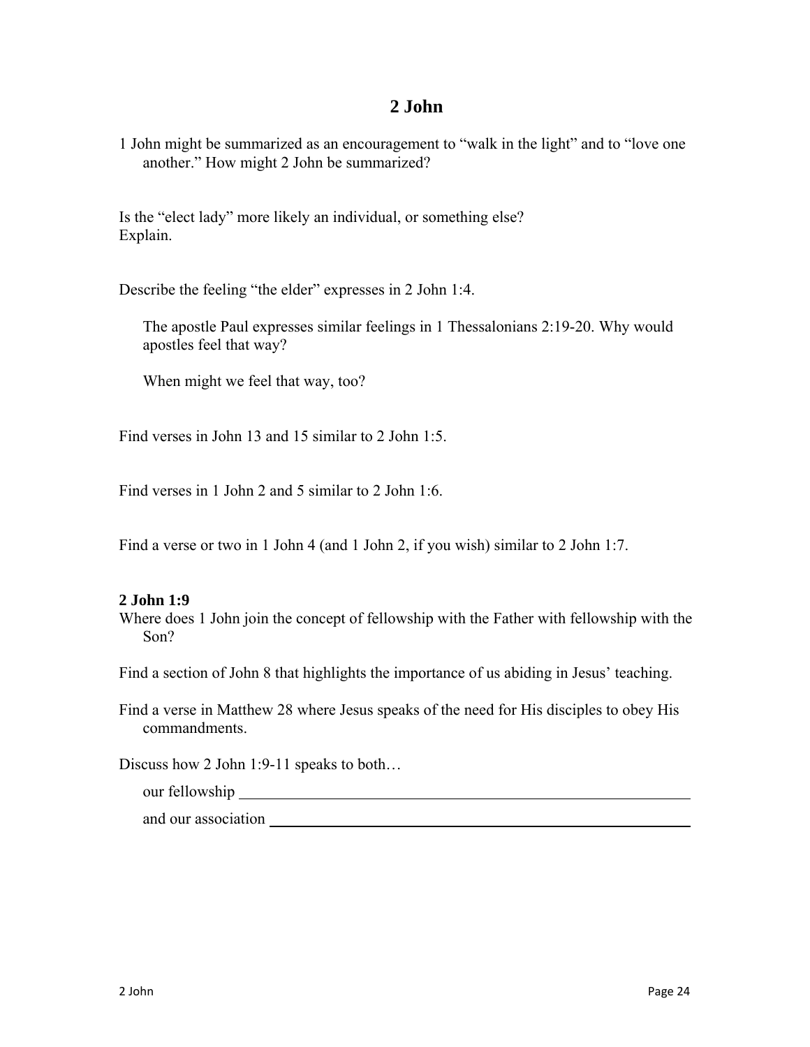# 2 John

1 John might be summarized as an encouragement to "walk in the light" and to "love one another." How might 2 John be summarized?

Is the "elect lady" more likely an individual, or something else?
Explain.

Describe the feeling "the elder" expresses in 2 John 1:4.

The apostle Paul expresses similar feelings in 1 Thessalonians 2:19-20. Why would apostles feel that way?

When might we feel that way, too?

Find verses in John 13 and 15 similar to 2 John 1:5.

Find verses in 1 John 2 and 5 similar to 2 John 1:6.

Find a verse or two in 1 John 4 (and 1 John 2, if you wish) similar to 2 John 1:7.

**2 John 1:9**

Where does 1 John join the concept of fellowship with the Father with fellowship with the Son?

Find a section of John 8 that highlights the importance of us abiding in Jesus' teaching.

Find a verse in Matthew 28 where Jesus speaks of the need for His disciples to obey His commandments.

Discuss how 2 John 1:9-11 speaks to both…

our fellowship ______________________________________________

and our association ___________________________________________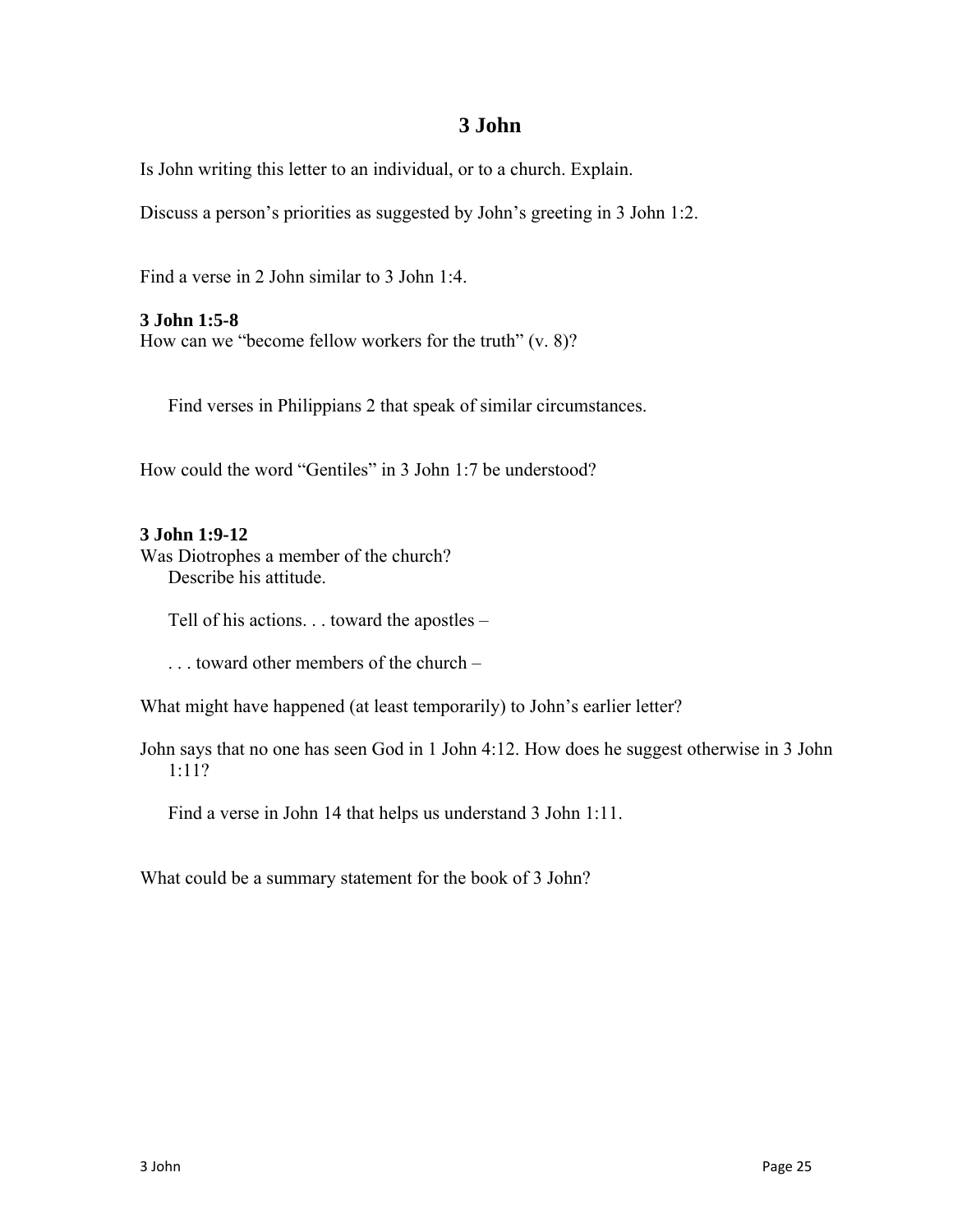# 3 John

Is John writing this letter to an individual, or to a church. Explain.

Discuss a person's priorities as suggested by John's greeting in 3 John 1:2.

Find a verse in 2 John similar to 3 John 1:4.

**3 John 1:5-8**

How can we "become fellow workers for the truth" (v. 8)?

Find verses in Philippians 2 that speak of similar circumstances.

How could the word "Gentiles" in 3 John 1:7 be understood?

**3 John 1:9-12**

Was Diotrophes a member of the church?

Describe his attitude.

Tell of his actions. . . toward the apostles –

. . . toward other members of the church –

What might have happened (at least temporarily) to John's earlier letter?

John says that no one has seen God in 1 John 4:12. How does he suggest otherwise in 3 John 1:11?

Find a verse in John 14 that helps us understand 3 John 1:11.

What could be a summary statement for the book of 3 John?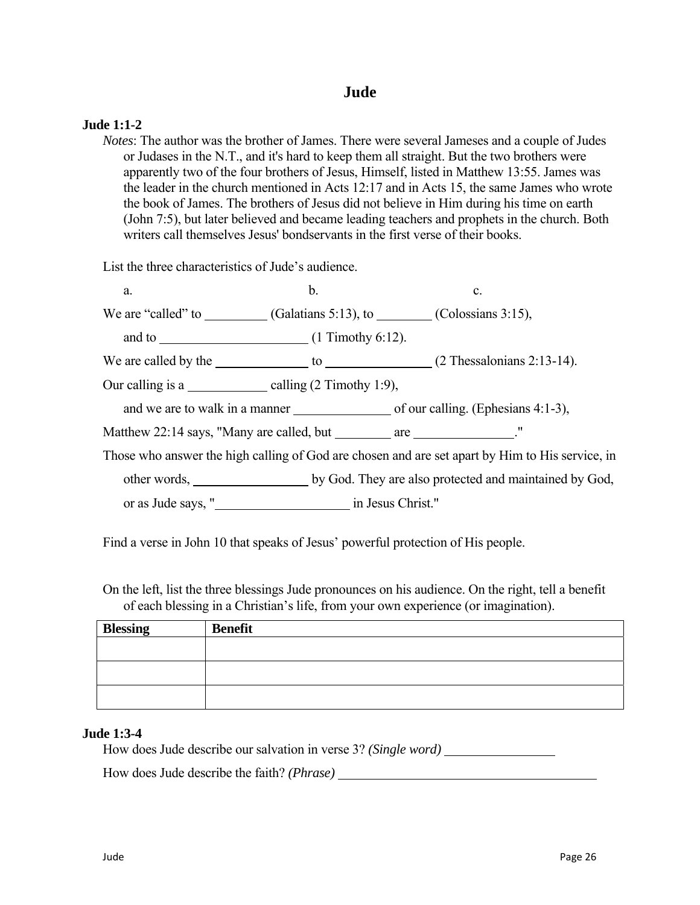# Jude

**Jude 1:1-2**

*Notes*: The author was the brother of James. There were several Jameses and a couple of Judes or Judases in the N.T., and it's hard to keep them all straight. But the two brothers were apparently two of the four brothers of Jesus, Himself, listed in Matthew 13:55. James was the leader in the church mentioned in Acts 12:17 and in Acts 15, the same James who wrote the book of James. The brothers of Jesus did not believe in Him during his time on earth (John 7:5), but later believed and became leading teachers and prophets in the church. Both writers call themselves Jesus' bondservants in the first verse of their books.

List the three characteristics of Jude's audience.

a. b. c.

We are "called" to __________ (Galatians 5:13), to _________ (Colossians 3:15),

and to _______________________ (1 Timothy 6:12).

We are called by the ______________ to ________________ (2 Thessalonians 2:13-14).

Our calling is a ____________ calling (2 Timothy 1:9),

and we are to walk in a manner _______________ of our calling. (Ephesians 4:1-3),

Matthew 22:14 says, "Many are called, but _________ are _______________."

Those who answer the high calling of God are chosen and are set apart by Him to His service, in other words, __________________ by God. They are also protected and maintained by God, or as Jude says, "_____________________ in Jesus Christ."

Find a verse in John 10 that speaks of Jesus' powerful protection of His people.

On the left, list the three blessings Jude pronounces on his audience. On the right, tell a benefit of each blessing in a Christian's life, from your own experience (or imagination).

| Blessing | Benefit |
|---|---|
| | |
| | |
| | |

**Jude 1:3-4**

How does Jude describe our salvation in verse 3? *(Single word)* _________________

How does Jude describe the faith? *(Phrase)* ________________________________________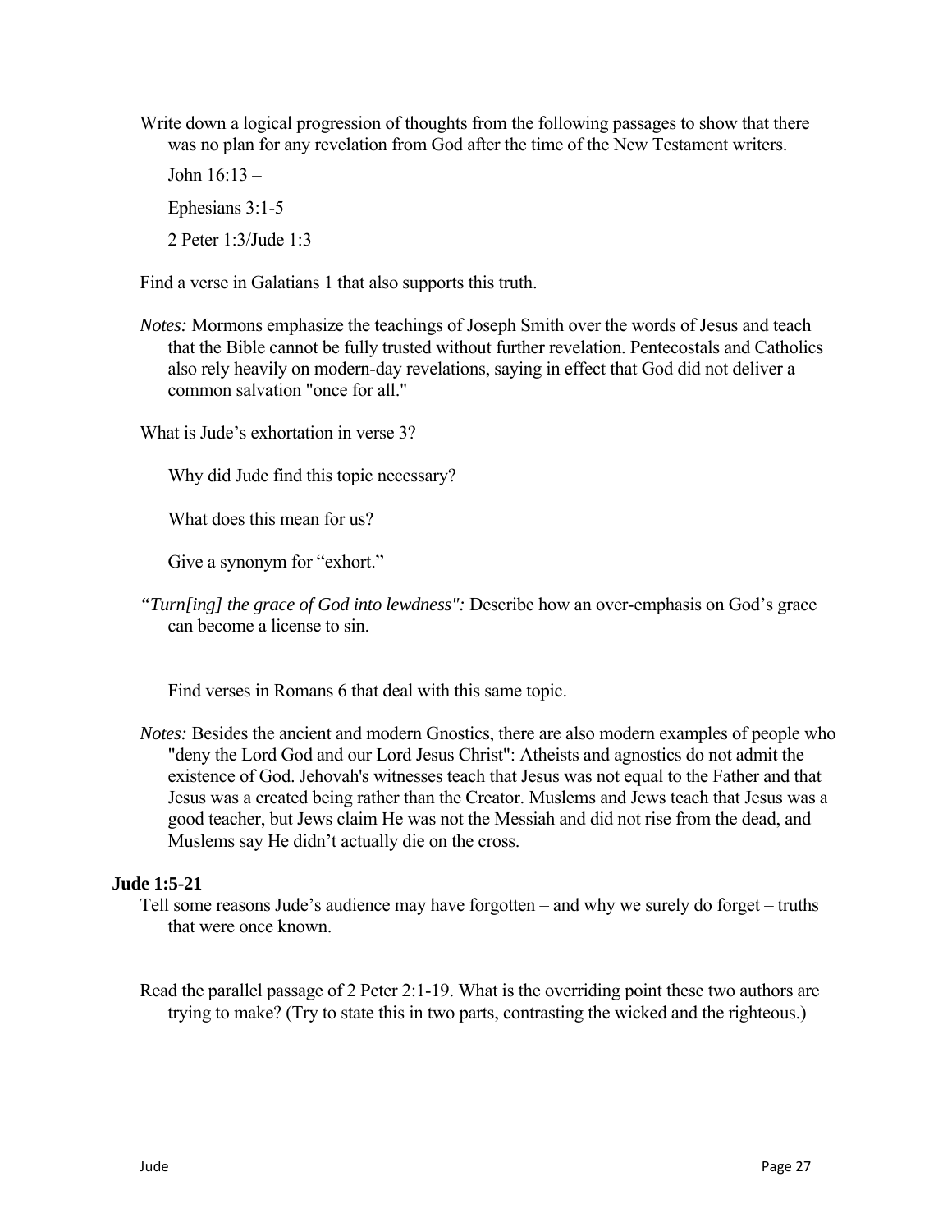Write down a logical progression of thoughts from the following passages to show that there was no plan for any revelation from God after the time of the New Testament writers.

John 16:13 –

Ephesians 3:1-5 –

2 Peter 1:3/Jude 1:3 –

Find a verse in Galatians 1 that also supports this truth.

*Notes:* Mormons emphasize the teachings of Joseph Smith over the words of Jesus and teach that the Bible cannot be fully trusted without further revelation. Pentecostals and Catholics also rely heavily on modern-day revelations, saying in effect that God did not deliver a common salvation "once for all."

What is Jude's exhortation in verse 3?

Why did Jude find this topic necessary?

What does this mean for us?

Give a synonym for "exhort."

*"Turn[ing] the grace of God into lewdness":* Describe how an over-emphasis on God's grace can become a license to sin.

Find verses in Romans 6 that deal with this same topic.

*Notes:* Besides the ancient and modern Gnostics, there are also modern examples of people who "deny the Lord God and our Lord Jesus Christ": Atheists and agnostics do not admit the existence of God. Jehovah's witnesses teach that Jesus was not equal to the Father and that Jesus was a created being rather than the Creator. Muslems and Jews teach that Jesus was a good teacher, but Jews claim He was not the Messiah and did not rise from the dead, and Muslems say He didn't actually die on the cross.

**Jude 1:5-21**

Tell some reasons Jude's audience may have forgotten – and why we surely do forget – truths that were once known.

Read the parallel passage of 2 Peter 2:1-19. What is the overriding point these two authors are trying to make? (Try to state this in two parts, contrasting the wicked and the righteous.)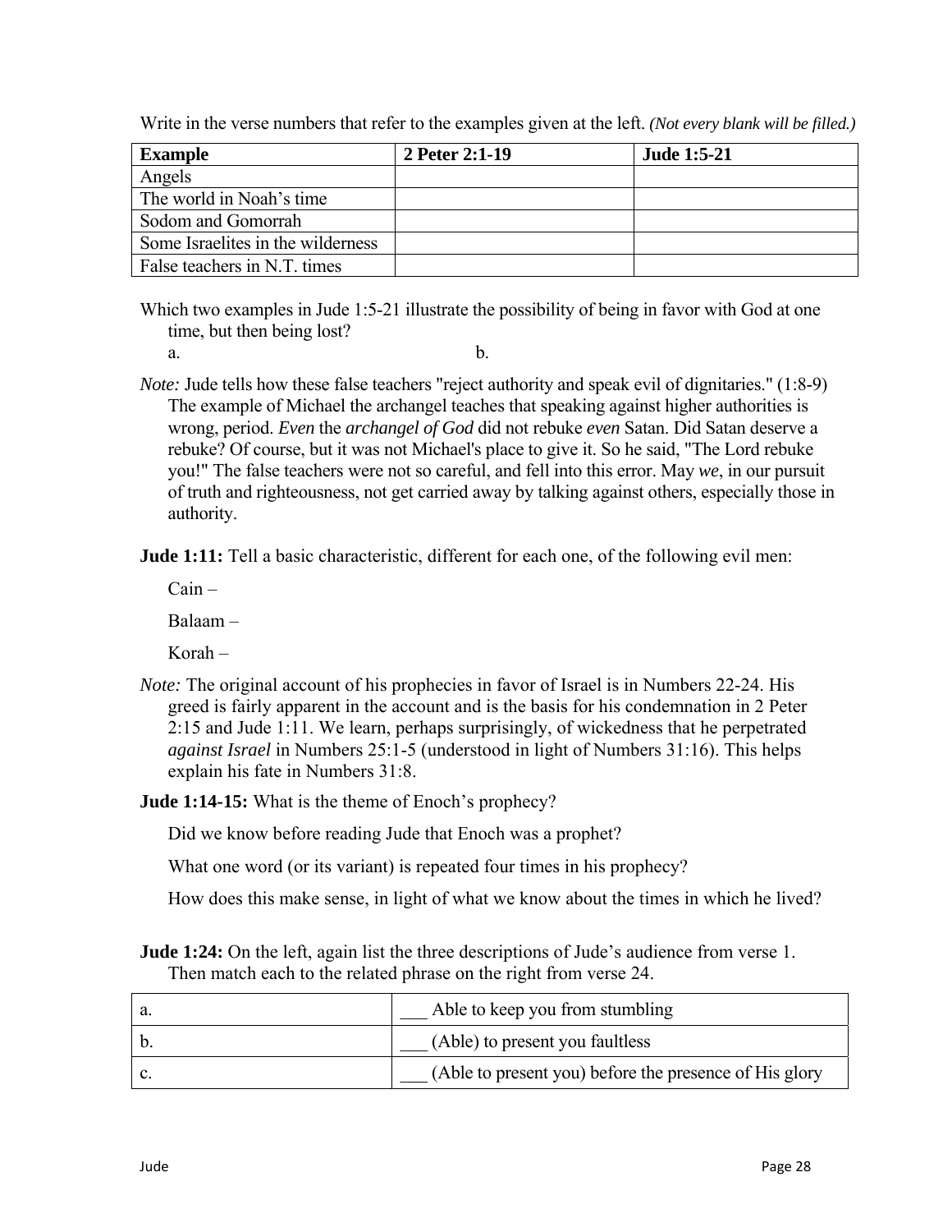Write in the verse numbers that refer to the examples given at the left. *(Not every blank will be filled.)*

| **Example** | **2 Peter 2:1-19** | **Jude 1:5-21** |
|---|---|---|
| Angels | | |
| The world in Noah's time | | |
| Sodom and Gomorrah | | |
| Some Israelites in the wilderness | | |
| False teachers in N.T. times | | |

Which two examples in Jude 1:5-21 illustrate the possibility of being in favor with God at one time, but then being lost?

a.  b.

*Note:* Jude tells how these false teachers "reject authority and speak evil of dignitaries." (1:8-9) The example of Michael the archangel teaches that speaking against higher authorities is wrong, period. *Even* the *archangel of God* did not rebuke *even* Satan. Did Satan deserve a rebuke? Of course, but it was not Michael's place to give it. So he said, "The Lord rebuke you!" The false teachers were not so careful, and fell into this error. May *we*, in our pursuit of truth and righteousness, not get carried away by talking against others, especially those in authority.

**Jude 1:11:** Tell a basic characteristic, different for each one, of the following evil men:

Cain –

Balaam –

Korah –

*Note:* The original account of his prophecies in favor of Israel is in Numbers 22-24. His greed is fairly apparent in the account and is the basis for his condemnation in 2 Peter 2:15 and Jude 1:11. We learn, perhaps surprisingly, of wickedness that he perpetrated *against Israel* in Numbers 25:1-5 (understood in light of Numbers 31:16). This helps explain his fate in Numbers 31:8.

**Jude 1:14-15:** What is the theme of Enoch's prophecy?

Did we know before reading Jude that Enoch was a prophet?

What one word (or its variant) is repeated four times in his prophecy?

How does this make sense, in light of what we know about the times in which he lived?

**Jude 1:24:** On the left, again list the three descriptions of Jude's audience from verse 1. Then match each to the related phrase on the right from verse 24.

| | |
|---|---|
| a. | ___ Able to keep you from stumbling |
| b. | ___ (Able) to present you faultless |
| c. | ___ (Able to present you) before the presence of His glory |